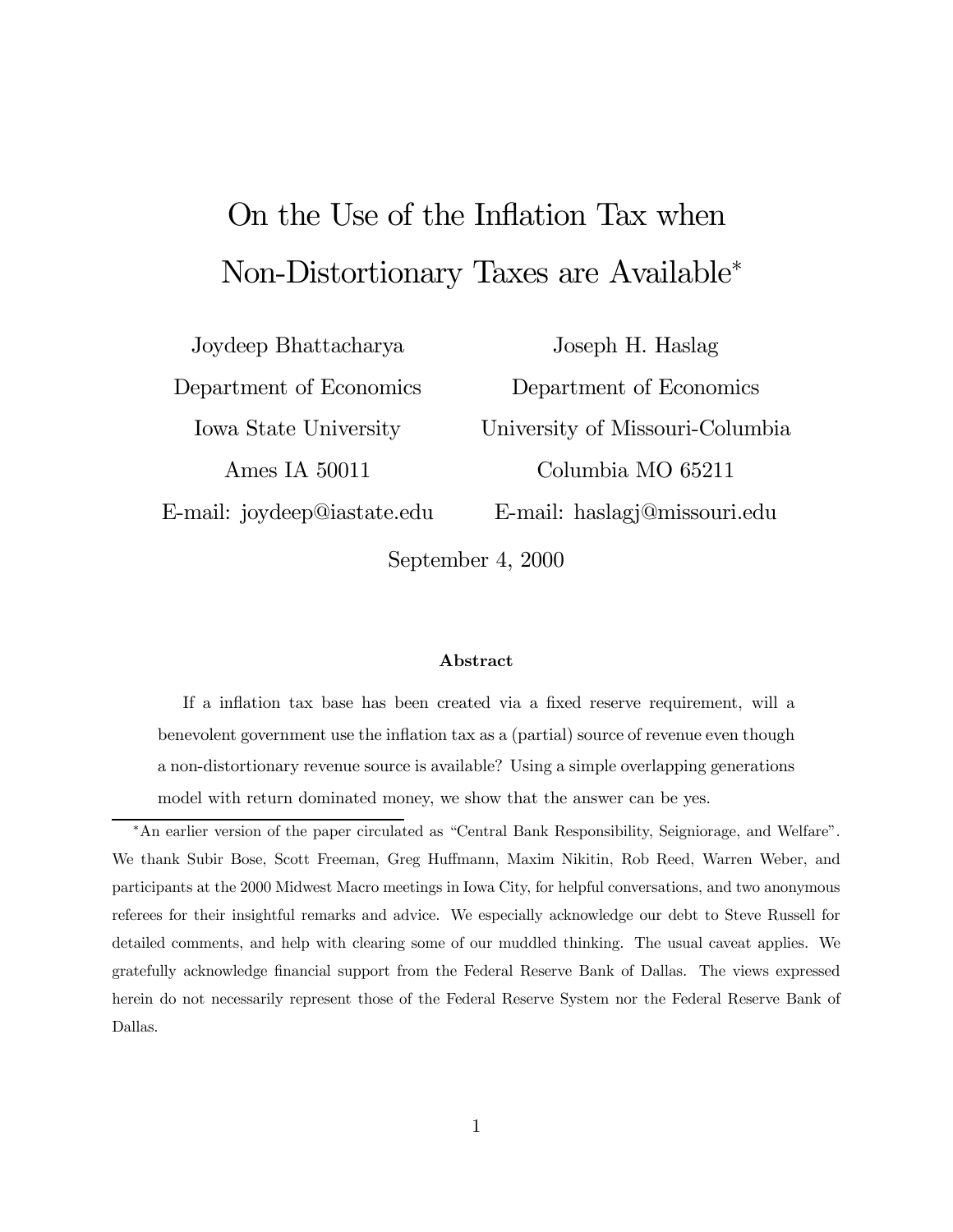# On the Use of the Inflation Tax when Non-Distortionary Taxes are Available*

Joydeep Bhattacharya
Department of Economics
Iowa State University
Ames IA 50011
E-mail: joydeep@iastate.edu

Joseph H. Haslag
Department of Economics
University of Missouri-Columbia
Columbia MO 65211
E-mail: haslagj@missouri.edu

September 4, 2000

**Abstract**

If a inflation tax base has been created via a fixed reserve requirement, will a benevolent government use the inflation tax as a (partial) source of revenue even though a non-distortionary revenue source is available? Using a simple overlapping generations model with return dominated money, we show that the answer can be yes.

*An earlier version of the paper circulated as "Central Bank Responsibility, Seigniorage, and Welfare". We thank Subir Bose, Scott Freeman, Greg Huffmann, Maxim Nikitin, Rob Reed, Warren Weber, and participants at the 2000 Midwest Macro meetings in Iowa City, for helpful conversations, and two anonymous referees for their insightful remarks and advice. We especially acknowledge our debt to Steve Russell for detailed comments, and help with clearing some of our muddled thinking. The usual caveat applies. We gratefully acknowledge financial support from the Federal Reserve Bank of Dallas. The views expressed herein do not necessarily represent those of the Federal Reserve System nor the Federal Reserve Bank of Dallas.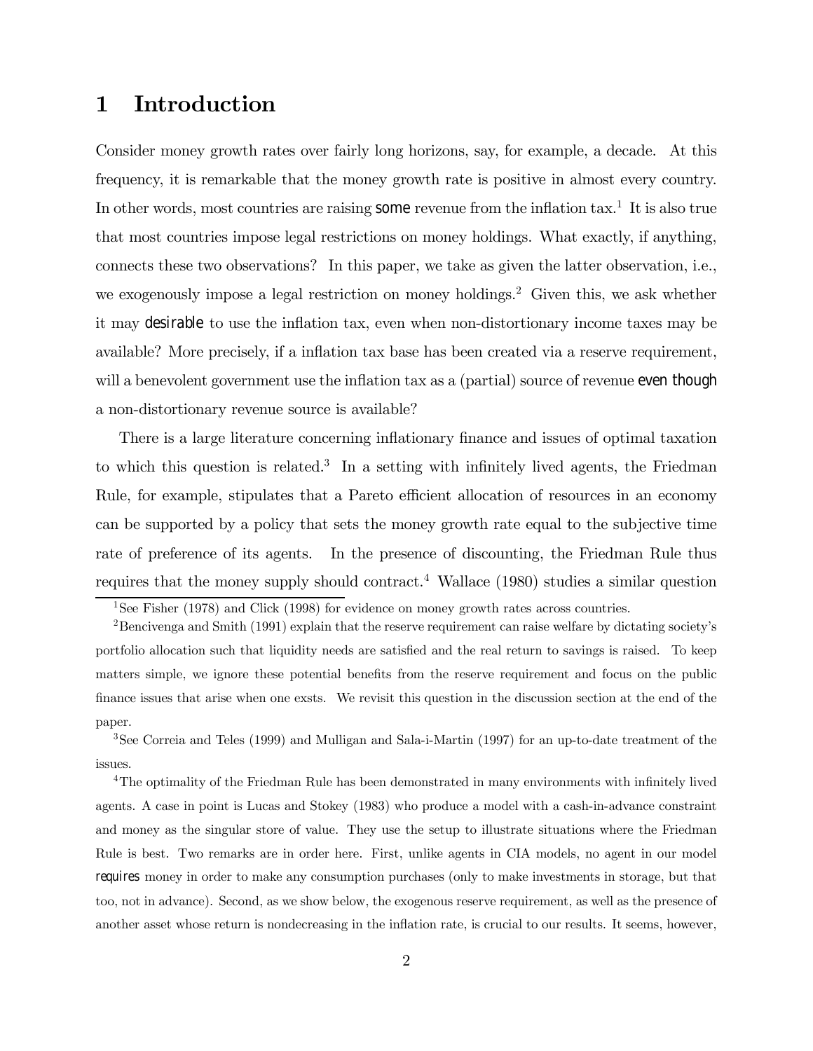# 1 Introduction

Consider money growth rates over fairly long horizons, say, for example, a decade. At this frequency, it is remarkable that the money growth rate is positive in almost every country. In other words, most countries are raising *some* revenue from the inflation tax.[1] It is also true that most countries impose legal restrictions on money holdings. What exactly, if anything, connects these two observations? In this paper, we take as given the latter observation, i.e., we exogenously impose a legal restriction on money holdings.[2] Given this, we ask whether it may *desirable* to use the inflation tax, even when non-distortionary income taxes may be available? More precisely, if a inflation tax base has been created via a reserve requirement, will a benevolent government use the inflation tax as a (partial) source of revenue *even though* a non-distortionary revenue source is available?

There is a large literature concerning inflationary finance and issues of optimal taxation to which this question is related.[3] In a setting with infinitely lived agents, the Friedman Rule, for example, stipulates that a Pareto efficient allocation of resources in an economy can be supported by a policy that sets the money growth rate equal to the subjective time rate of preference of its agents. In the presence of discounting, the Friedman Rule thus requires that the money supply should contract.[4] Wallace (1980) studies a similar question

---

[1] See Fisher (1978) and Click (1998) for evidence on money growth rates across countries.

[2] Bencivenga and Smith (1991) explain that the reserve requirement can raise welfare by dictating society's portfolio allocation such that liquidity needs are satisfied and the real return to savings is raised. To keep matters simple, we ignore these potential benefits from the reserve requirement and focus on the public finance issues that arise when one exsts. We revisit this question in the discussion section at the end of the paper.

[3] See Correia and Teles (1999) and Mulligan and Sala-i-Martin (1997) for an up-to-date treatment of the issues.

[4] The optimality of the Friedman Rule has been demonstrated in many environments with infinitely lived agents. A case in point is Lucas and Stokey (1983) who produce a model with a cash-in-advance constraint and money as the singular store of value. They use the setup to illustrate situations where the Friedman Rule is best. Two remarks are in order here. First, unlike agents in CIA models, no agent in our model *requires* money in order to make any consumption purchases (only to make investments in storage, but that too, not in advance). Second, as we show below, the exogenous reserve requirement, as well as the presence of another asset whose return is nondecreasing in the inflation rate, is crucial to our results. It seems, however,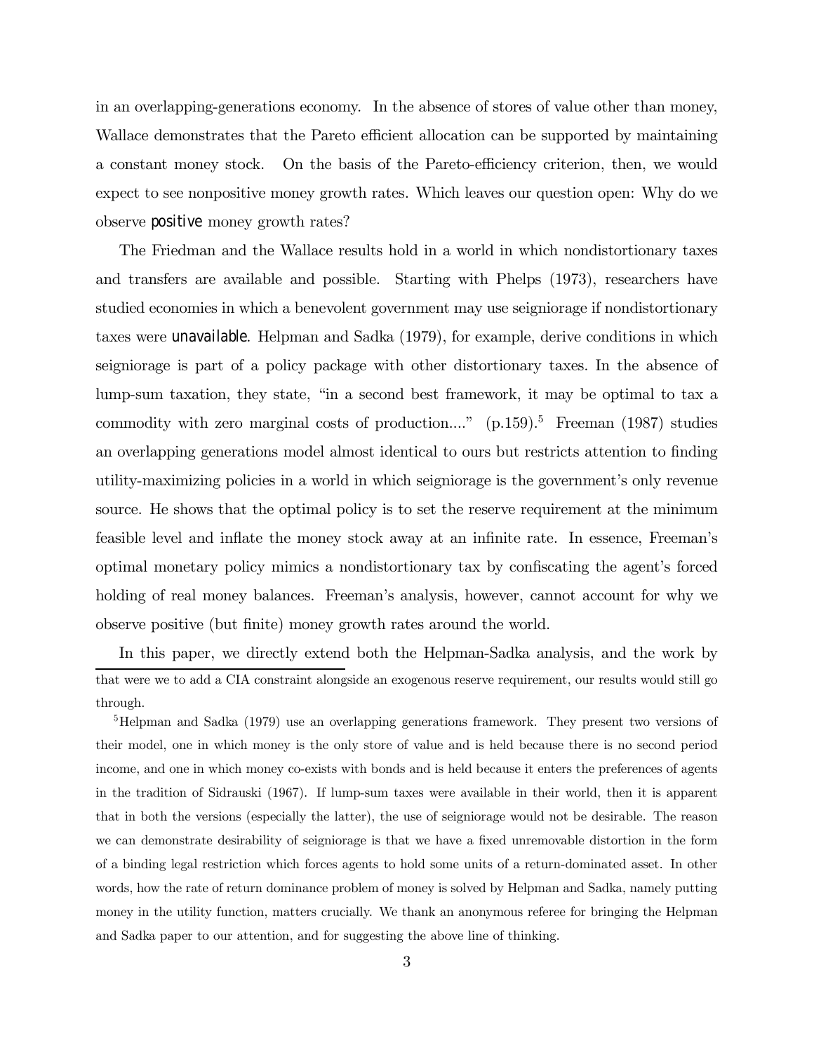in an overlapping-generations economy. In the absence of stores of value other than money, Wallace demonstrates that the Pareto efficient allocation can be supported by maintaining a constant money stock. On the basis of the Pareto-efficiency criterion, then, we would expect to see nonpositive money growth rates. Which leaves our question open: Why do we observe *positive* money growth rates?

The Friedman and the Wallace results hold in a world in which nondistortionary taxes and transfers are available and possible. Starting with Phelps (1973), researchers have studied economies in which a benevolent government may use seigniorage if nondistortionary taxes were *unavailable*. Helpman and Sadka (1979), for example, derive conditions in which seigniorage is part of a policy package with other distortionary taxes. In the absence of lump-sum taxation, they state, "in a second best framework, it may be optimal to tax a commodity with zero marginal costs of production...." (p.159).[5] Freeman (1987) studies an overlapping generations model almost identical to ours but restricts attention to finding utility-maximizing policies in a world in which seigniorage is the government's only revenue source. He shows that the optimal policy is to set the reserve requirement at the minimum feasible level and inflate the money stock away at an infinite rate. In essence, Freeman's optimal monetary policy mimics a nondistortionary tax by confiscating the agent's forced holding of real money balances. Freeman's analysis, however, cannot account for why we observe positive (but finite) money growth rates around the world.

In this paper, we directly extend both the Helpman-Sadka analysis, and the work by

---

that were we to add a CIA constraint alongside an exogenous reserve requirement, our results would still go through.

[5] Helpman and Sadka (1979) use an overlapping generations framework. They present two versions of their model, one in which money is the only store of value and is held because there is no second period income, and one in which money co-exists with bonds and is held because it enters the preferences of agents in the tradition of Sidrauski (1967). If lump-sum taxes were available in their world, then it is apparent that in both the versions (especially the latter), the use of seigniorage would not be desirable. The reason we can demonstrate desirability of seigniorage is that we have a fixed unremovable distortion in the form of a binding legal restriction which forces agents to hold some units of a return-dominated asset. In other words, how the rate of return dominance problem of money is solved by Helpman and Sadka, namely putting money in the utility function, matters crucially. We thank an anonymous referee for bringing the Helpman and Sadka paper to our attention, and for suggesting the above line of thinking.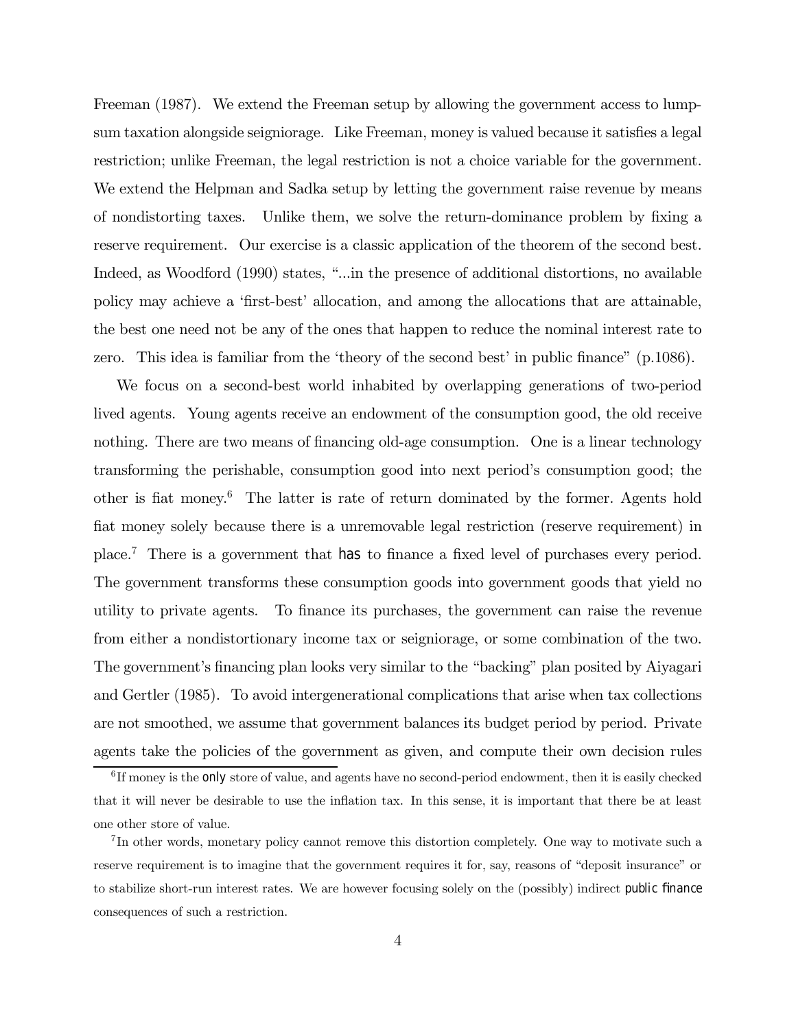Freeman (1987). We extend the Freeman setup by allowing the government access to lump-sum taxation alongside seigniorage. Like Freeman, money is valued because it satisfies a legal restriction; unlike Freeman, the legal restriction is not a choice variable for the government. We extend the Helpman and Sadka setup by letting the government raise revenue by means of nondistorting taxes. Unlike them, we solve the return-dominance problem by fixing a reserve requirement. Our exercise is a classic application of the theorem of the second best. Indeed, as Woodford (1990) states, "...in the presence of additional distortions, no available policy may achieve a 'first-best' allocation, and among the allocations that are attainable, the best one need not be any of the ones that happen to reduce the nominal interest rate to zero. This idea is familiar from the 'theory of the second best' in public finance" (p.1086).

We focus on a second-best world inhabited by overlapping generations of two-period lived agents. Young agents receive an endowment of the consumption good, the old receive nothing. There are two means of financing old-age consumption. One is a linear technology transforming the perishable, consumption good into next period's consumption good; the other is fiat money.[6] The latter is rate of return dominated by the former. Agents hold fiat money solely because there is a unremovable legal restriction (reserve requirement) in place.[7] There is a government that *has* to finance a fixed level of purchases every period. The government transforms these consumption goods into government goods that yield no utility to private agents. To finance its purchases, the government can raise the revenue from either a nondistortionary income tax or seigniorage, or some combination of the two. The government's financing plan looks very similar to the "backing" plan posited by Aiyagari and Gertler (1985). To avoid intergenerational complications that arise when tax collections are not smoothed, we assume that government balances its budget period by period. Private agents take the policies of the government as given, and compute their own decision rules

[6] If money is the *only* store of value, and agents have no second-period endowment, then it is easily checked that it will never be desirable to use the inflation tax. In this sense, it is important that there be at least one other store of value.

[7] In other words, monetary policy cannot remove this distortion completely. One way to motivate such a reserve requirement is to imagine that the government requires it for, say, reasons of "deposit insurance" or to stabilize short-run interest rates. We are however focusing solely on the (possibly) indirect *public finance* consequences of such a restriction.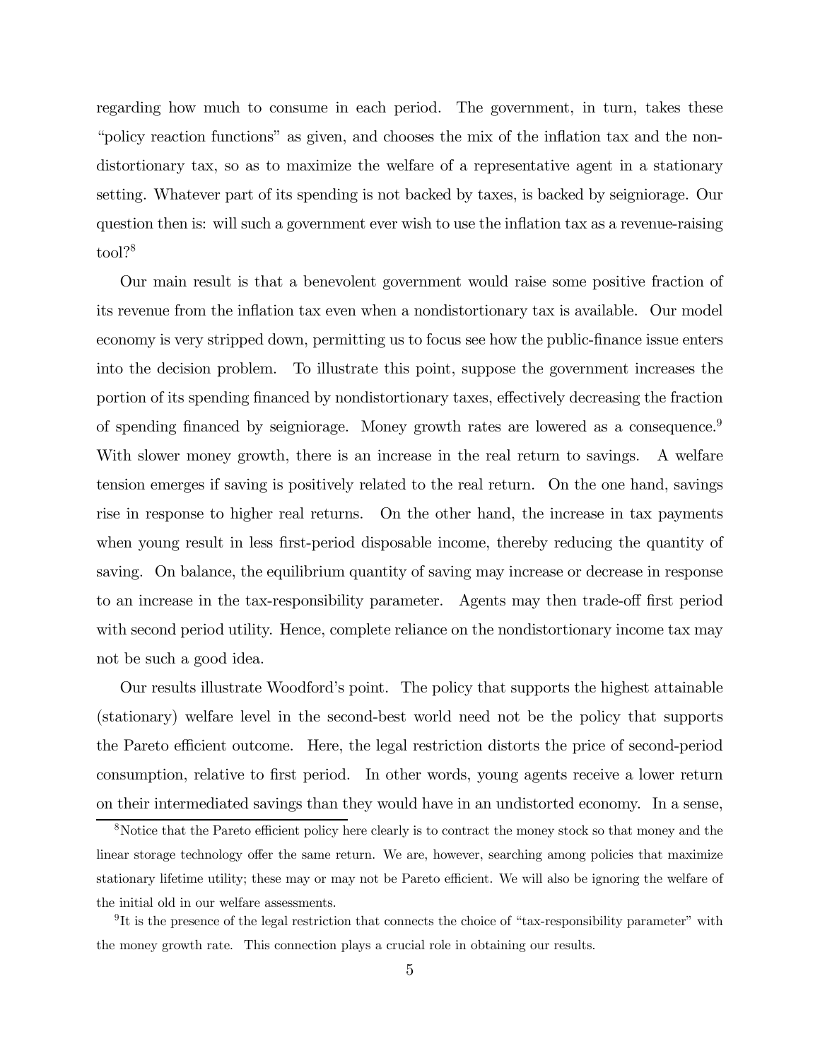regarding how much to consume in each period. The government, in turn, takes these "policy reaction functions" as given, and chooses the mix of the inflation tax and the nondistortionary tax, so as to maximize the welfare of a representative agent in a stationary setting. Whatever part of its spending is not backed by taxes, is backed by seigniorage. Our question then is: will such a government ever wish to use the inflation tax as a revenue-raising tool?[8]

Our main result is that a benevolent government would raise some positive fraction of its revenue from the inflation tax even when a nondistortionary tax is available. Our model economy is very stripped down, permitting us to focus see how the public-finance issue enters into the decision problem. To illustrate this point, suppose the government increases the portion of its spending financed by nondistortionary taxes, effectively decreasing the fraction of spending financed by seigniorage. Money growth rates are lowered as a consequence.[9] With slower money growth, there is an increase in the real return to savings. A welfare tension emerges if saving is positively related to the real return. On the one hand, savings rise in response to higher real returns. On the other hand, the increase in tax payments when young result in less first-period disposable income, thereby reducing the quantity of saving. On balance, the equilibrium quantity of saving may increase or decrease in response to an increase in the tax-responsibility parameter. Agents may then trade-off first period with second period utility. Hence, complete reliance on the nondistortionary income tax may not be such a good idea.

Our results illustrate Woodford's point. The policy that supports the highest attainable (stationary) welfare level in the second-best world need not be the policy that supports the Pareto efficient outcome. Here, the legal restriction distorts the price of second-period consumption, relative to first period. In other words, young agents receive a lower return on their intermediated savings than they would have in an undistorted economy. In a sense,

[8] Notice that the Pareto efficient policy here clearly is to contract the money stock so that money and the linear storage technology offer the same return. We are, however, searching among policies that maximize stationary lifetime utility; these may or may not be Pareto efficient. We will also be ignoring the welfare of the initial old in our welfare assessments.

[9] It is the presence of the legal restriction that connects the choice of "tax-responsibility parameter" with the money growth rate. This connection plays a crucial role in obtaining our results.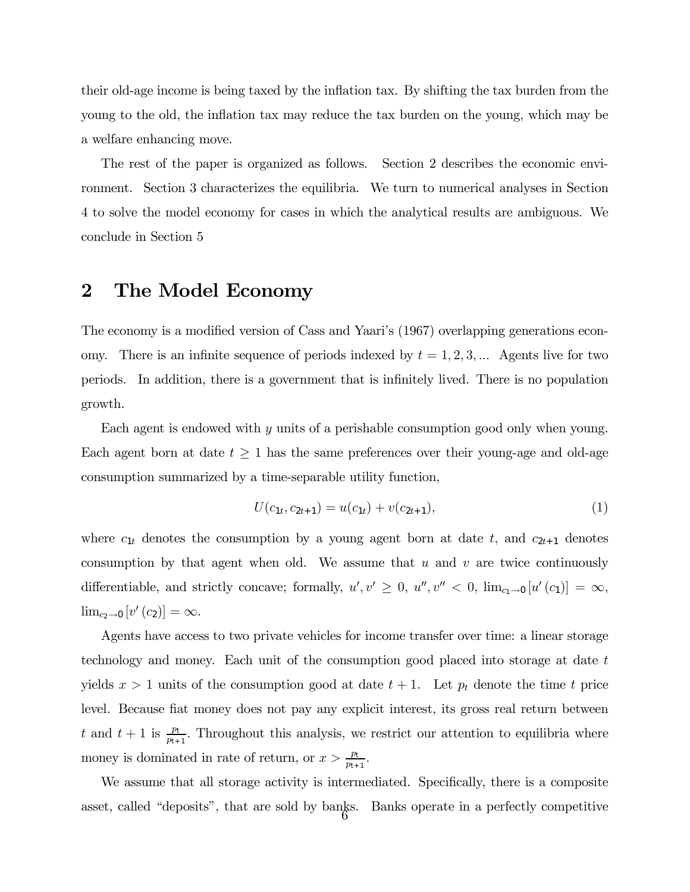their old-age income is being taxed by the inflation tax. By shifting the tax burden from the young to the old, the inflation tax may reduce the tax burden on the young, which may be a welfare enhancing move.

The rest of the paper is organized as follows. Section 2 describes the economic environment. Section 3 characterizes the equilibria. We turn to numerical analyses in Section 4 to solve the model economy for cases in which the analytical results are ambiguous. We conclude in Section 5

## 2 The Model Economy

The economy is a modified version of Cass and Yaari's (1967) overlapping generations economy. There is an infinite sequence of periods indexed by $t = 1, 2, 3, ...$ Agents live for two periods. In addition, there is a government that is infinitely lived. There is no population growth.

Each agent is endowed with $y$ units of a perishable consumption good only when young. Each agent born at date $t \geq 1$ has the same preferences over their young-age and old-age consumption summarized by a time-separable utility function,

$$U(c_{1t}, c_{2t+1}) = u(c_{1t}) + v(c_{2t+1}), \tag{1}$$

where $c_{1t}$ denotes the consumption by a young agent born at date $t$, and $c_{2t+1}$ denotes consumption by that agent when old. We assume that $u$ and $v$ are twice continuously differentiable, and strictly concave; formally, $u', v' \geq 0$, $u'', v'' < 0$, $\lim_{c_1 \to 0} [u'(c_1)] = \infty$, $\lim_{c_2 \to 0} [v'(c_2)] = \infty$.

Agents have access to two private vehicles for income transfer over time: a linear storage technology and money. Each unit of the consumption good placed into storage at date $t$ yields $x > 1$ units of the consumption good at date $t+1$. Let $p_t$ denote the time $t$ price level. Because fiat money does not pay any explicit interest, its gross real return between $t$ and $t+1$ is $\frac{p_t}{p_{t+1}}$. Throughout this analysis, we restrict our attention to equilibria where money is dominated in rate of return, or $x > \frac{p_t}{p_{t+1}}$.

We assume that all storage activity is intermediated. Specifically, there is a composite asset, called "deposits", that are sold by banks. Banks operate in a perfectly competitive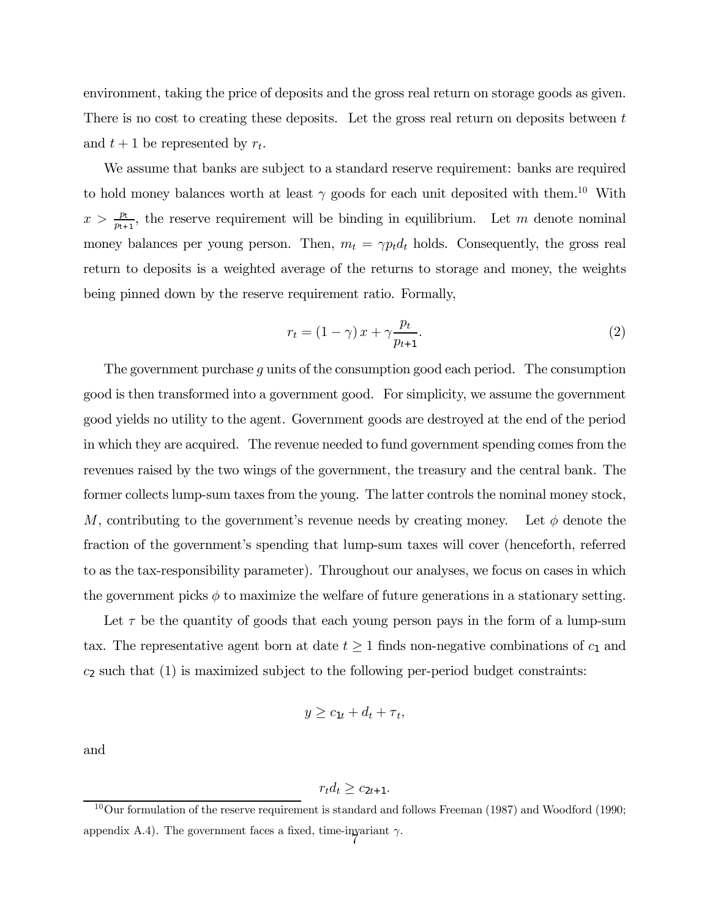environment, taking the price of deposits and the gross real return on storage goods as given. There is no cost to creating these deposits. Let the gross real return on deposits between $t$ and $t+1$ be represented by $r_t$.

We assume that banks are subject to a standard reserve requirement: banks are required to hold money balances worth at least $\gamma$ goods for each unit deposited with them.[10] With $x > \frac{p_t}{p_{t+1}}$, the reserve requirement will be binding in equilibrium. Let $m$ denote nominal money balances per young person. Then, $m_t = \gamma p_t d_t$ holds. Consequently, the gross real return to deposits is a weighted average of the returns to storage and money, the weights being pinned down by the reserve requirement ratio. Formally,

$$r_t = (1-\gamma)\,x + \gamma \frac{p_t}{p_{t+1}}. \tag{2}$$

The government purchase $g$ units of the consumption good each period. The consumption good is then transformed into a government good. For simplicity, we assume the government good yields no utility to the agent. Government goods are destroyed at the end of the period in which they are acquired. The revenue needed to fund government spending comes from the revenues raised by the two wings of the government, the treasury and the central bank. The former collects lump-sum taxes from the young. The latter controls the nominal money stock, $M$, contributing to the government's revenue needs by creating money. Let $\phi$ denote the fraction of the government's spending that lump-sum taxes will cover (henceforth, referred to as the tax-responsibility parameter). Throughout our analyses, we focus on cases in which the government picks $\phi$ to maximize the welfare of future generations in a stationary setting.

Let $\tau$ be the quantity of goods that each young person pays in the form of a lump-sum tax. The representative agent born at date $t \geq 1$ finds non-negative combinations of $c_1$ and $c_2$ such that (1) is maximized subject to the following per-period budget constraints:

$$y \geq c_{1t} + d_t + \tau_t,$$

and

$$r_t d_t \geq c_{2t+1}.$$

[10] Our formulation of the reserve requirement is standard and follows Freeman (1987) and Woodford (1990; appendix A.4). The government faces a fixed, time-invariant $\gamma$.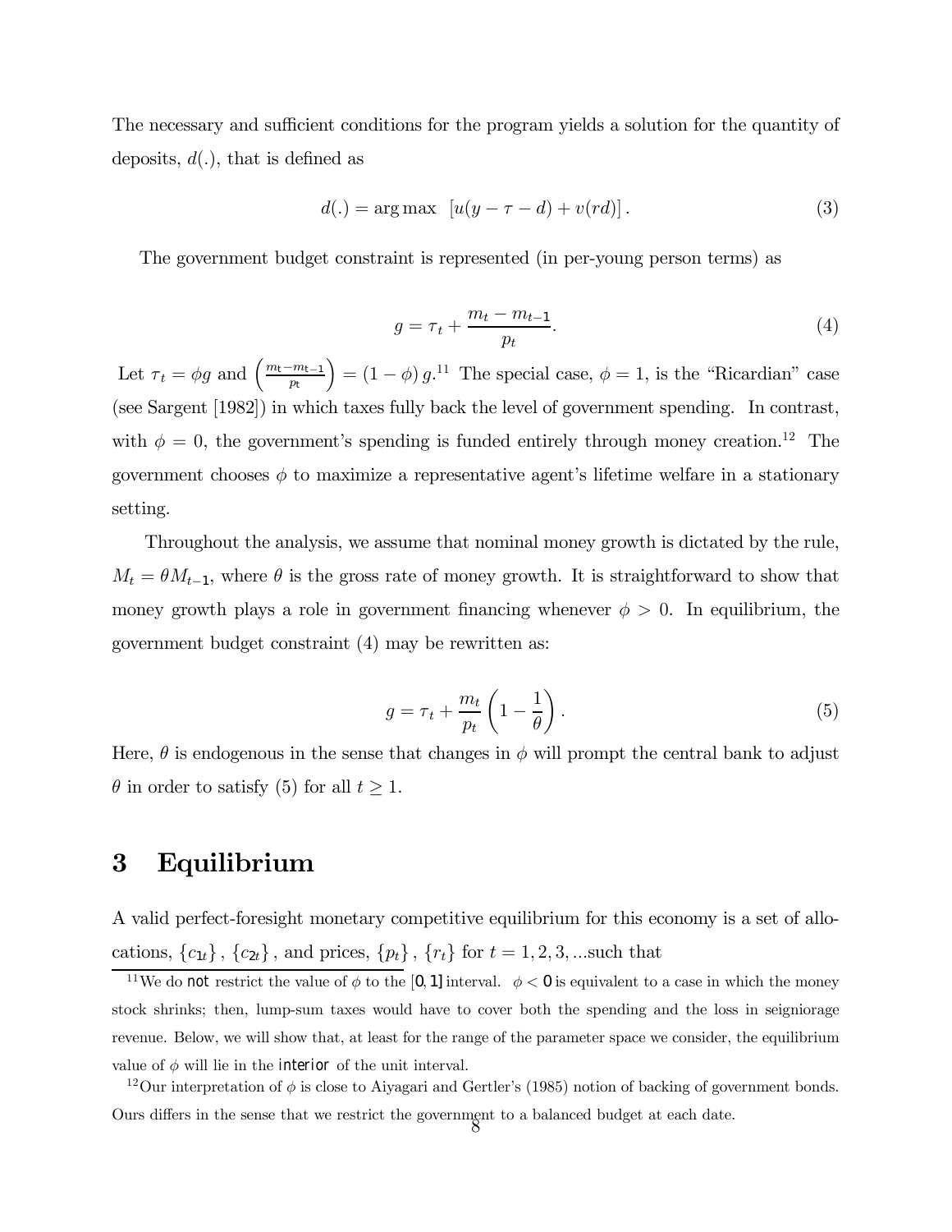The necessary and sufficient conditions for the program yields a solution for the quantity of deposits, $d(.)$, that is defined as

$$d(.) = \arg\max \; [u(y - \tau - d) + v(rd)] . \tag{3}$$

The government budget constraint is represented (in per-young person terms) as

$$g = \tau_t + \frac{m_t - m_{t-1}}{p_t}. \tag{4}$$

Let $\tau_t = \phi g$ and $\left(\frac{m_t - m_{t-1}}{p_t}\right) = (1 - \phi) g$.[11] The special case, $\phi = 1$, is the "Ricardian" case (see Sargent [1982]) in which taxes fully back the level of government spending. In contrast, with $\phi = 0$, the government's spending is funded entirely through money creation.[12] The government chooses $\phi$ to maximize a representative agent's lifetime welfare in a stationary setting.

Throughout the analysis, we assume that nominal money growth is dictated by the rule, $M_t = \theta M_{t-1}$, where $\theta$ is the gross rate of money growth. It is straightforward to show that money growth plays a role in government financing whenever $\phi > 0$. In equilibrium, the government budget constraint (4) may be rewritten as:

$$g = \tau_t + \frac{m_t}{p_t}\left(1 - \frac{1}{\theta}\right). \tag{5}$$

Here, $\theta$ is endogenous in the sense that changes in $\phi$ will prompt the central bank to adjust $\theta$ in order to satisfy (5) for all $t \geq 1$.

# 3 Equilibrium

A valid perfect-foresight monetary competitive equilibrium for this economy is a set of allocations, $\{c_{1t}\}$, $\{c_{2t}\}$, and prices, $\{p_t\}$, $\{r_t\}$ for $t = 1, 2, 3, ...$such that

[11] We do not restrict the value of $\phi$ to the $[0, 1]$ interval. $\phi < 0$ is equivalent to a case in which the money stock shrinks; then, lump-sum taxes would have to cover both the spending and the loss in seigniorage revenue. Below, we will show that, at least for the range of the parameter space we consider, the equilibrium value of $\phi$ will lie in the interior of the unit interval.

[12] Our interpretation of $\phi$ is close to Aiyagari and Gertler's (1985) notion of backing of government bonds. Ours differs in the sense that we restrict the government to a balanced budget at each date.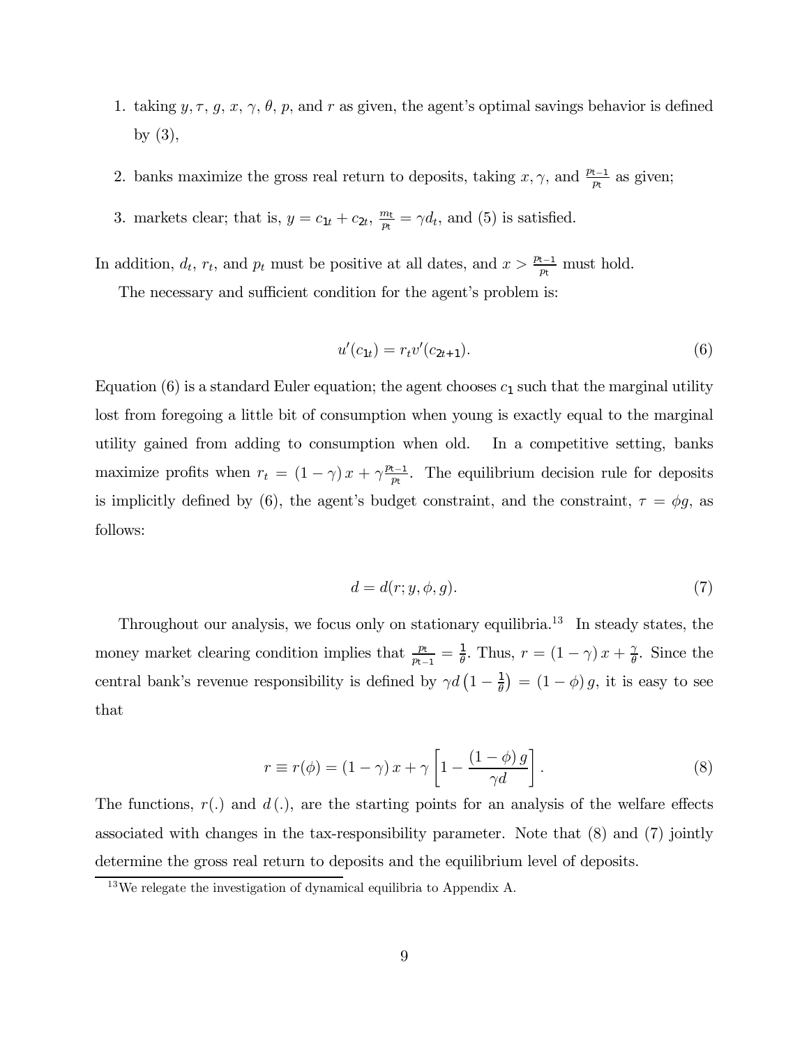1. taking $y, \tau, g, x, \gamma, \theta, p$, and $r$ as given, the agent's optimal savings behavior is defined by (3),
2. banks maximize the gross real return to deposits, taking $x, \gamma$, and $\frac{p_{t-1}}{p_t}$ as given;
3. markets clear; that is, $y = c_{1t} + c_{2t}$, $\frac{m_t}{p_t} = \gamma d_t$, and (5) is satisfied.

In addition, $d_t$, $r_t$, and $p_t$ must be positive at all dates, and $x > \frac{p_{t-1}}{p_t}$ must hold.

The necessary and sufficient condition for the agent's problem is:

$$u'(c_{1t}) = r_t v'(c_{2t+1}). \tag{6}$$

Equation (6) is a standard Euler equation; the agent chooses $c_1$ such that the marginal utility lost from foregoing a little bit of consumption when young is exactly equal to the marginal utility gained from adding to consumption when old. In a competitive setting, banks maximize profits when $r_t = (1-\gamma)\, x + \gamma \frac{p_{t-1}}{p_t}$. The equilibrium decision rule for deposits is implicitly defined by (6), the agent's budget constraint, and the constraint, $\tau = \phi g$, as follows:

$$d = d(r; y, \phi, g). \tag{7}$$

Throughout our analysis, we focus only on stationary equilibria.[13] In steady states, the money market clearing condition implies that $\frac{p_t}{p_{t-1}} = \frac{1}{\theta}$. Thus, $r = (1-\gamma)\, x + \frac{\gamma}{\theta}$. Since the central bank's revenue responsibility is defined by $\gamma d \left(1 - \frac{1}{\theta}\right) = (1-\phi)\, g$, it is easy to see that

$$r \equiv r(\phi) = (1-\gamma)\, x + \gamma \left[1 - \frac{(1-\phi)\, g}{\gamma d}\right]. \tag{8}$$

The functions, $r(.)$ and $d(.)$, are the starting points for an analysis of the welfare effects associated with changes in the tax-responsibility parameter. Note that (8) and (7) jointly determine the gross real return to deposits and the equilibrium level of deposits.

[13] We relegate the investigation of dynamical equilibria to Appendix A.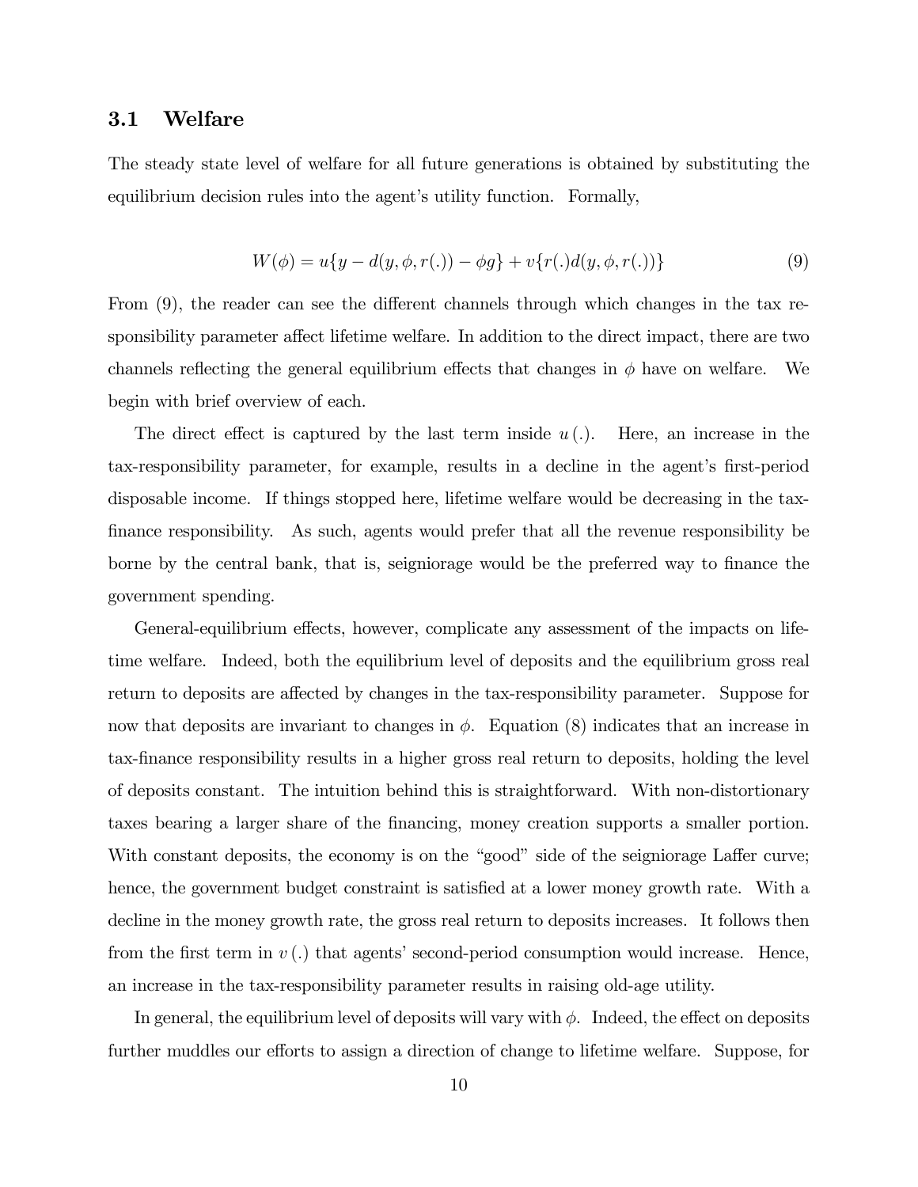### 3.1 Welfare

The steady state level of welfare for all future generations is obtained by substituting the equilibrium decision rules into the agent's utility function. Formally,

$$W(\phi) = u\{y - d(y, \phi, r(.)) - \phi g\} + v\{r(.)d(y, \phi, r(.))\} \tag{9}$$

From (9), the reader can see the different channels through which changes in the tax responsibility parameter affect lifetime welfare. In addition to the direct impact, there are two channels reflecting the general equilibrium effects that changes in $\phi$ have on welfare. We begin with brief overview of each.

The direct effect is captured by the last term inside $u(.)$. Here, an increase in the tax-responsibility parameter, for example, results in a decline in the agent's first-period disposable income. If things stopped here, lifetime welfare would be decreasing in the tax-finance responsibility. As such, agents would prefer that all the revenue responsibility be borne by the central bank, that is, seigniorage would be the preferred way to finance the government spending.

General-equilibrium effects, however, complicate any assessment of the impacts on lifetime welfare. Indeed, both the equilibrium level of deposits and the equilibrium gross real return to deposits are affected by changes in the tax-responsibility parameter. Suppose for now that deposits are invariant to changes in $\phi$. Equation (8) indicates that an increase in tax-finance responsibility results in a higher gross real return to deposits, holding the level of deposits constant. The intuition behind this is straightforward. With non-distortionary taxes bearing a larger share of the financing, money creation supports a smaller portion. With constant deposits, the economy is on the "good" side of the seigniorage Laffer curve; hence, the government budget constraint is satisfied at a lower money growth rate. With a decline in the money growth rate, the gross real return to deposits increases. It follows then from the first term in $v(.)$ that agents' second-period consumption would increase. Hence, an increase in the tax-responsibility parameter results in raising old-age utility.

In general, the equilibrium level of deposits will vary with $\phi$. Indeed, the effect on deposits further muddles our efforts to assign a direction of change to lifetime welfare. Suppose, for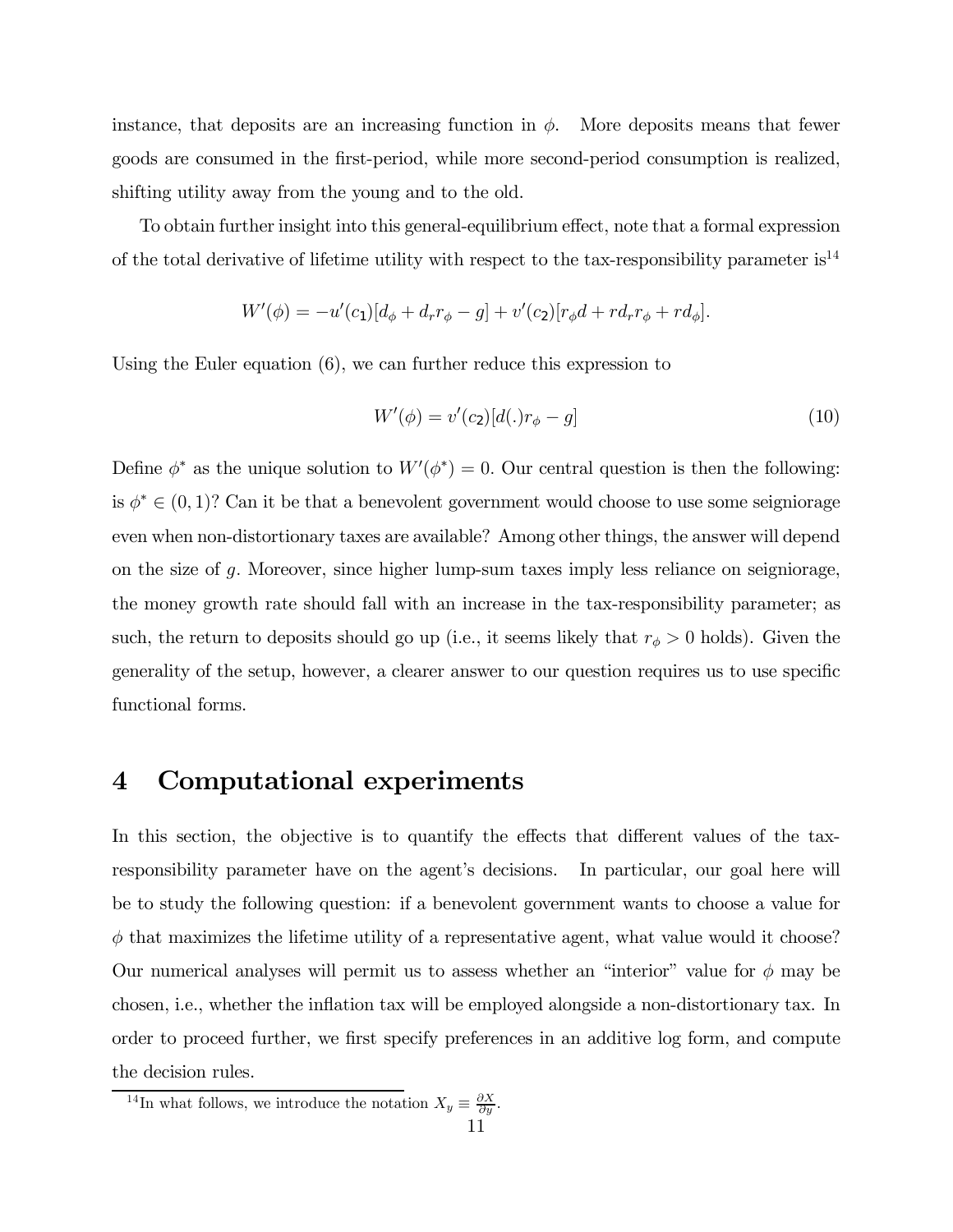instance, that deposits are an increasing function in $\phi$. More deposits means that fewer goods are consumed in the first-period, while more second-period consumption is realized, shifting utility away from the young and to the old.

To obtain further insight into this general-equilibrium effect, note that a formal expression of the total derivative of lifetime utility with respect to the tax-responsibility parameter is[14]

$$W'(\phi) = -u'(c_1)[d_\phi + d_r r_\phi - g] + v'(c_2)[r_\phi d + r d_r r_\phi + r d_\phi].$$

Using the Euler equation (6), we can further reduce this expression to

$$W'(\phi) = v'(c_2)[d(.)r_\phi - g] \tag{10}$$

Define $\phi^*$ as the unique solution to $W'(\phi^*) = 0$. Our central question is then the following: is $\phi^* \in (0,1)$? Can it be that a benevolent government would choose to use some seigniorage even when non-distortionary taxes are available? Among other things, the answer will depend on the size of $g$. Moreover, since higher lump-sum taxes imply less reliance on seigniorage, the money growth rate should fall with an increase in the tax-responsibility parameter; as such, the return to deposits should go up (i.e., it seems likely that $r_\phi > 0$ holds). Given the generality of the setup, however, a clearer answer to our question requires us to use specific functional forms.

# 4 Computational experiments

In this section, the objective is to quantify the effects that different values of the tax-responsibility parameter have on the agent's decisions. In particular, our goal here will be to study the following question: if a benevolent government wants to choose a value for $\phi$ that maximizes the lifetime utility of a representative agent, what value would it choose? Our numerical analyses will permit us to assess whether an "interior" value for $\phi$ may be chosen, i.e., whether the inflation tax will be employed alongside a non-distortionary tax. In order to proceed further, we first specify preferences in an additive log form, and compute the decision rules.

[14] In what follows, we introduce the notation $X_y \equiv \frac{\partial X}{\partial y}$.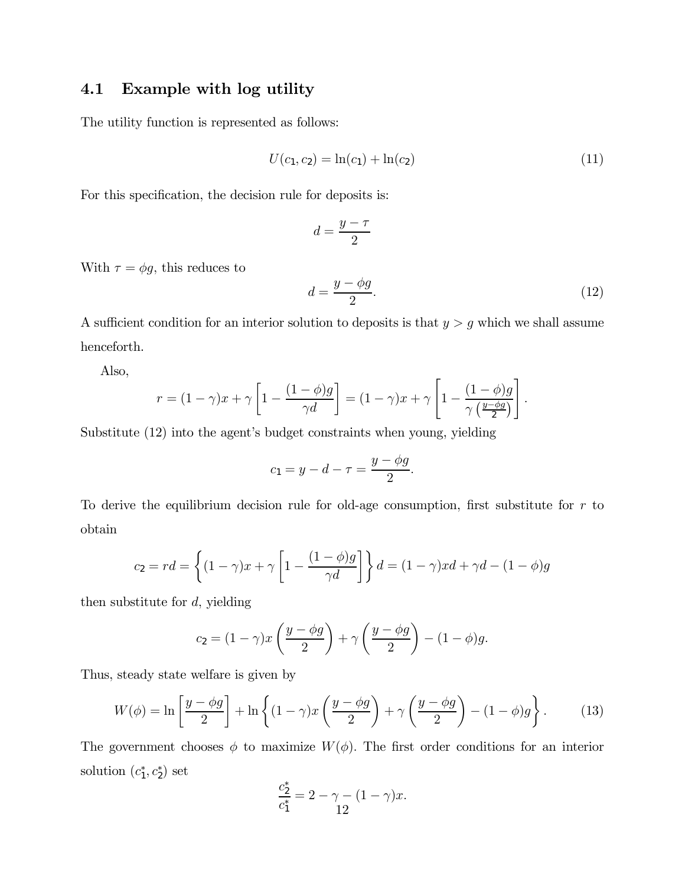### 4.1 Example with log utility

The utility function is represented as follows:

$$U(c_1, c_2) = \ln(c_1) + \ln(c_2) \tag{11}$$

For this specification, the decision rule for deposits is:

$$d = \frac{y - \tau}{2}$$

With $\tau = \phi g$, this reduces to

$$d = \frac{y - \phi g}{2}. \tag{12}$$

A sufficient condition for an interior solution to deposits is that $y > g$ which we shall assume henceforth.

Also,

$$r = (1-\gamma)x + \gamma\left[1 - \frac{(1-\phi)g}{\gamma d}\right] = (1-\gamma)x + \gamma\left[1 - \frac{(1-\phi)g}{\gamma\left(\frac{y-\phi g}{2}\right)}\right].$$

Substitute (12) into the agent's budget constraints when young, yielding

$$c_1 = y - d - \tau = \frac{y - \phi g}{2}.$$

To derive the equilibrium decision rule for old-age consumption, first substitute for $r$ to obtain

$$c_2 = rd = \left\{(1-\gamma)x + \gamma\left[1 - \frac{(1-\phi)g}{\gamma d}\right]\right\} d = (1-\gamma)xd + \gamma d - (1-\phi)g$$

then substitute for $d$, yielding

$$c_2 = (1-\gamma)x\left(\frac{y-\phi g}{2}\right) + \gamma\left(\frac{y-\phi g}{2}\right) - (1-\phi)g.$$

Thus, steady state welfare is given by

$$W(\phi) = \ln\left[\frac{y-\phi g}{2}\right] + \ln\left\{(1-\gamma)x\left(\frac{y-\phi g}{2}\right) + \gamma\left(\frac{y-\phi g}{2}\right) - (1-\phi)g\right\}. \tag{13}$$

The government chooses $\phi$ to maximize $W(\phi)$. The first order conditions for an interior solution $(c_1^*, c_2^*)$ set

$$\frac{c_2^*}{c_1^*} = 2 - \gamma - (1-\gamma)x.$$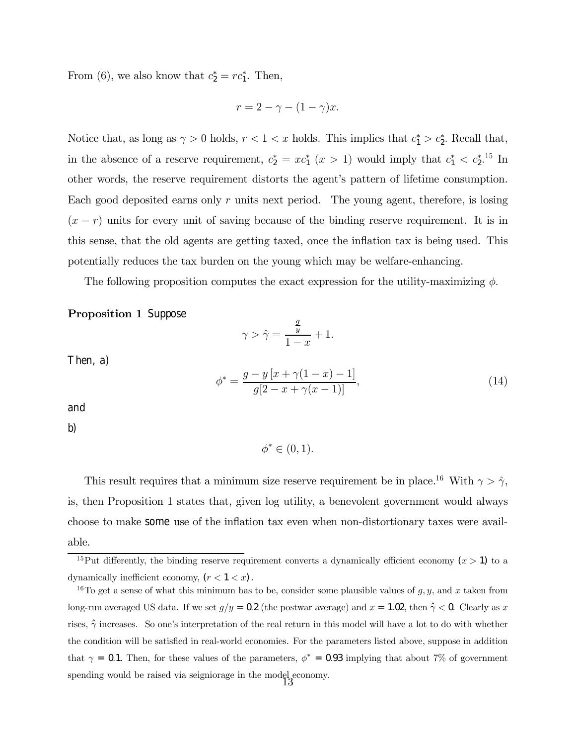From (6), we also know that $c_2^* = rc_1^*$. Then,

$$r = 2 - \gamma - (1-\gamma)x.$$

Notice that, as long as $\gamma > 0$ holds, $r < 1 < x$ holds. This implies that $c_1^* > c_2^*$. Recall that, in the absence of a reserve requirement, $c_2^* = xc_1^*$ $(x > 1)$ would imply that $c_1^* < c_2^*$.[15] In other words, the reserve requirement distorts the agent's pattern of lifetime consumption. Each good deposited earns only $r$ units next period. The young agent, therefore, is losing $(x - r)$ units for every unit of saving because of the binding reserve requirement. It is in this sense, that the old agents are getting taxed, once the inflation tax is being used. This potentially reduces the tax burden on the young which may be welfare-enhancing.

The following proposition computes the exact expression for the utility-maximizing $\phi$.

**Proposition 1** *Suppose*

$$\gamma > \hat{\gamma} = \frac{\frac{g}{y}}{1-x} + 1.$$

*Then, a)*

$$\phi^* = \frac{g - y\left[x + \gamma(1-x) - 1\right]}{g[2 - x + \gamma(x-1)]}, \tag{14}$$

*and*

*b)*

$$\phi^* \in (0, 1).$$

This result requires that a minimum size reserve requirement be in place.[16] With $\gamma > \hat{\gamma}$, is, then Proposition 1 states that, given log utility, a benevolent government would always choose to make *some* use of the inflation tax even when non-distortionary taxes were available.

[15] Put differently, the binding reserve requirement converts a dynamically efficient economy $(x > 1)$ to a dynamically inefficient economy, $(r < 1 < x)$.

[16] To get a sense of what this minimum has to be, consider some plausible values of $g, y$, and $x$ taken from long-run averaged US data. If we set $g/y = 0.2$ (the postwar average) and $x = 1.02$, then $\hat{\gamma} < 0$. Clearly as $x$ rises, $\hat{\gamma}$ increases. So one's interpretation of the real return in this model will have a lot to do with whether the condition will be satisfied in real-world economies. For the parameters listed above, suppose in addition that $\gamma = 0.1$. Then, for these values of the parameters, $\phi^* = 0.93$ implying that about 7% of government spending would be raised via seigniorage in the model economy.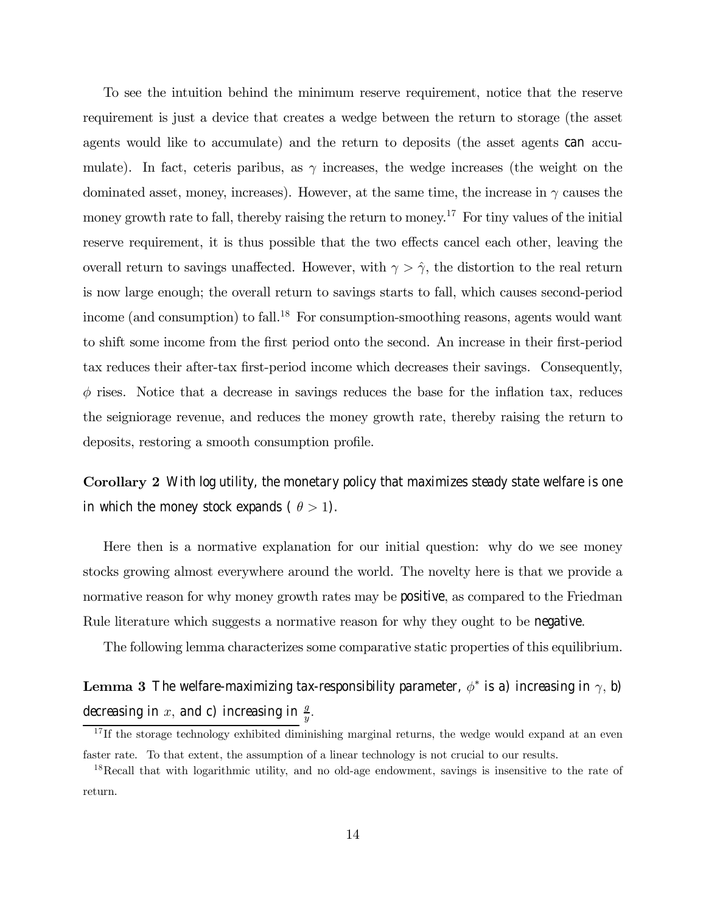To see the intuition behind the minimum reserve requirement, notice that the reserve requirement is just a device that creates a wedge between the return to storage (the asset agents would like to accumulate) and the return to deposits (the asset agents *can* accumulate). In fact, ceteris paribus, as $\gamma$ increases, the wedge increases (the weight on the dominated asset, money, increases). However, at the same time, the increase in $\gamma$ causes the money growth rate to fall, thereby raising the return to money.[17] For tiny values of the initial reserve requirement, it is thus possible that the two effects cancel each other, leaving the overall return to savings unaffected. However, with $\gamma > \hat{\gamma}$, the distortion to the real return is now large enough; the overall return to savings starts to fall, which causes second-period income (and consumption) to fall.[18] For consumption-smoothing reasons, agents would want to shift some income from the first period onto the second. An increase in their first-period tax reduces their after-tax first-period income which decreases their savings. Consequently, $\phi$ rises. Notice that a decrease in savings reduces the base for the inflation tax, reduces the seigniorage revenue, and reduces the money growth rate, thereby raising the return to deposits, restoring a smooth consumption profile.

**Corollary 2** *With log utility, the monetary policy that maximizes steady state welfare is one in which the money stock expands ( $\theta > 1$).*

Here then is a normative explanation for our initial question: why do we see money stocks growing almost everywhere around the world. The novelty here is that we provide a normative reason for why money growth rates may be *positive*, as compared to the Friedman Rule literature which suggests a normative reason for why they ought to be *negative*.

The following lemma characterizes some comparative static properties of this equilibrium.

**Lemma 3** *The welfare-maximizing tax-responsibility parameter, $\phi^*$ is a) increasing in $\gamma$, b) decreasing in $x$, and c) increasing in $\frac{g}{y}$.*

[17] If the storage technology exhibited diminishing marginal returns, the wedge would expand at an even faster rate. To that extent, the assumption of a linear technology is not crucial to our results.

[18] Recall that with logarithmic utility, and no old-age endowment, savings is insensitive to the rate of return.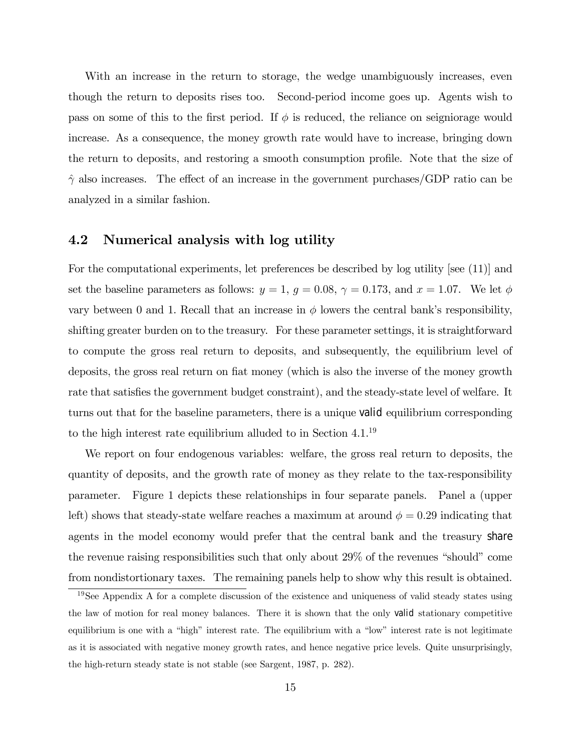With an increase in the return to storage, the wedge unambiguously increases, even though the return to deposits rises too. Second-period income goes up. Agents wish to pass on some of this to the first period. If $\phi$ is reduced, the reliance on seigniorage would increase. As a consequence, the money growth rate would have to increase, bringing down the return to deposits, and restoring a smooth consumption profile. Note that the size of $\hat{\gamma}$ also increases. The effect of an increase in the government purchases/GDP ratio can be analyzed in a similar fashion.

## 4.2 Numerical analysis with log utility

For the computational experiments, let preferences be described by log utility [see (11)] and set the baseline parameters as follows: $y = 1$, $g = 0.08$, $\gamma = 0.173$, and $x = 1.07$. We let $\phi$ vary between 0 and 1. Recall that an increase in $\phi$ lowers the central bank's responsibility, shifting greater burden on to the treasury. For these parameter settings, it is straightforward to compute the gross real return to deposits, and subsequently, the equilibrium level of deposits, the gross real return on fiat money (which is also the inverse of the money growth rate that satisfies the government budget constraint), and the steady-state level of welfare. It turns out that for the baseline parameters, there is a unique valid equilibrium corresponding to the high interest rate equilibrium alluded to in Section 4.1.[19]

We report on four endogenous variables: welfare, the gross real return to deposits, the quantity of deposits, and the growth rate of money as they relate to the tax-responsibility parameter. Figure 1 depicts these relationships in four separate panels. Panel a (upper left) shows that steady-state welfare reaches a maximum at around $\phi = 0.29$ indicating that agents in the model economy would prefer that the central bank and the treasury share the revenue raising responsibilities such that only about 29% of the revenues "should" come from nondistortionary taxes. The remaining panels help to show why this result is obtained.

[19] See Appendix A for a complete discussion of the existence and uniqueness of valid steady states using the law of motion for real money balances. There it is shown that the only valid stationary competitive equilibrium is one with a "high" interest rate. The equilibrium with a "low" interest rate is not legitimate as it is associated with negative money growth rates, and hence negative price levels. Quite unsurprisingly, the high-return steady state is not stable (see Sargent, 1987, p. 282).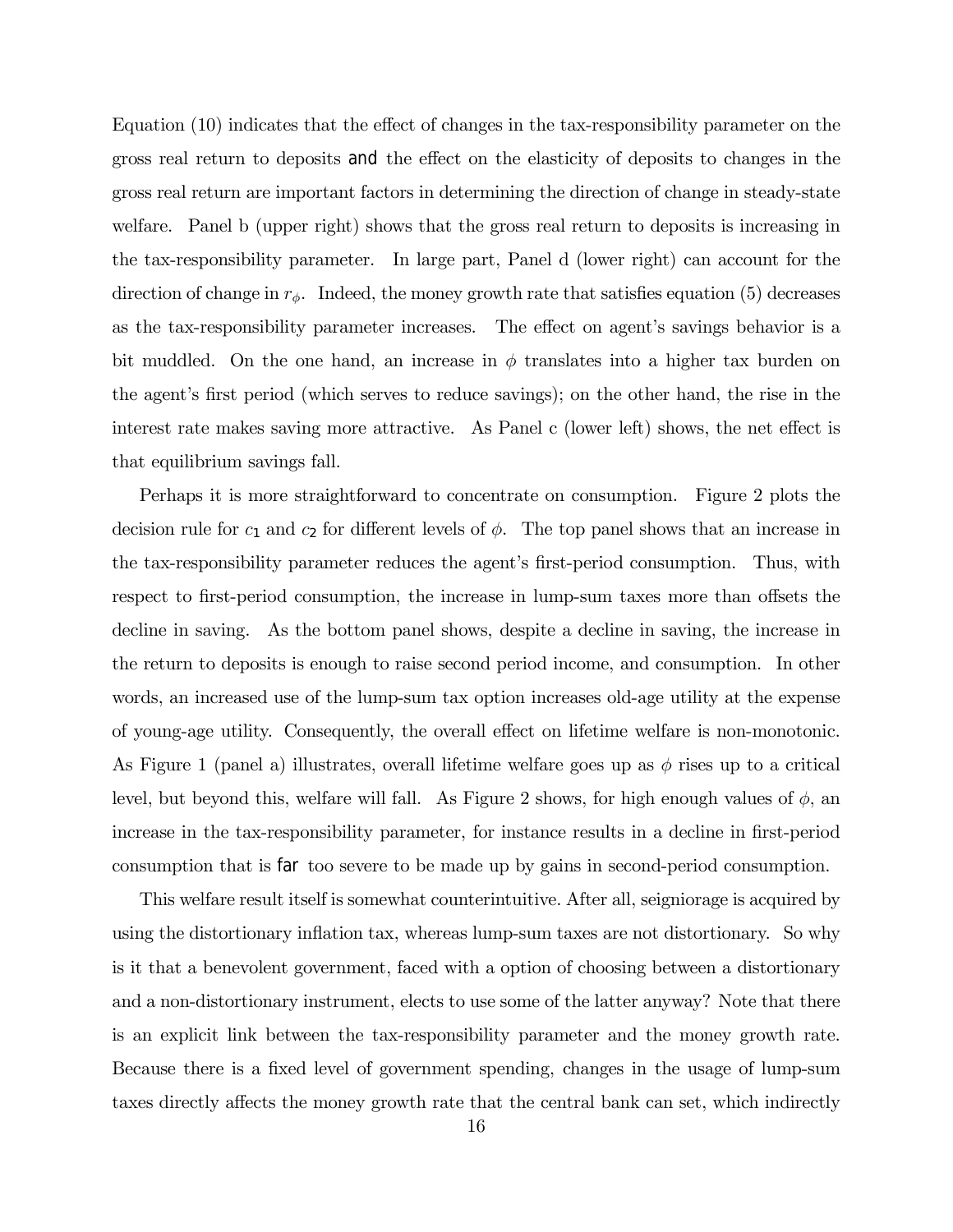Equation (10) indicates that the effect of changes in the tax-responsibility parameter on the gross real return to deposits and the effect on the elasticity of deposits to changes in the gross real return are important factors in determining the direction of change in steady-state welfare. Panel b (upper right) shows that the gross real return to deposits is increasing in the tax-responsibility parameter. In large part, Panel d (lower right) can account for the direction of change in $r_\phi$. Indeed, the money growth rate that satisfies equation (5) decreases as the tax-responsibility parameter increases. The effect on agent's savings behavior is a bit muddled. On the one hand, an increase in $\phi$ translates into a higher tax burden on the agent's first period (which serves to reduce savings); on the other hand, the rise in the interest rate makes saving more attractive. As Panel c (lower left) shows, the net effect is that equilibrium savings fall.

Perhaps it is more straightforward to concentrate on consumption. Figure 2 plots the decision rule for $c_1$ and $c_2$ for different levels of $\phi$. The top panel shows that an increase in the tax-responsibility parameter reduces the agent's first-period consumption. Thus, with respect to first-period consumption, the increase in lump-sum taxes more than offsets the decline in saving. As the bottom panel shows, despite a decline in saving, the increase in the return to deposits is enough to raise second period income, and consumption. In other words, an increased use of the lump-sum tax option increases old-age utility at the expense of young-age utility. Consequently, the overall effect on lifetime welfare is non-monotonic. As Figure 1 (panel a) illustrates, overall lifetime welfare goes up as $\phi$ rises up to a critical level, but beyond this, welfare will fall. As Figure 2 shows, for high enough values of $\phi$, an increase in the tax-responsibility parameter, for instance results in a decline in first-period consumption that is far too severe to be made up by gains in second-period consumption.

This welfare result itself is somewhat counterintuitive. After all, seigniorage is acquired by using the distortionary inflation tax, whereas lump-sum taxes are not distortionary. So why is it that a benevolent government, faced with a option of choosing between a distortionary and a non-distortionary instrument, elects to use some of the latter anyway? Note that there is an explicit link between the tax-responsibility parameter and the money growth rate. Because there is a fixed level of government spending, changes in the usage of lump-sum taxes directly affects the money growth rate that the central bank can set, which indirectly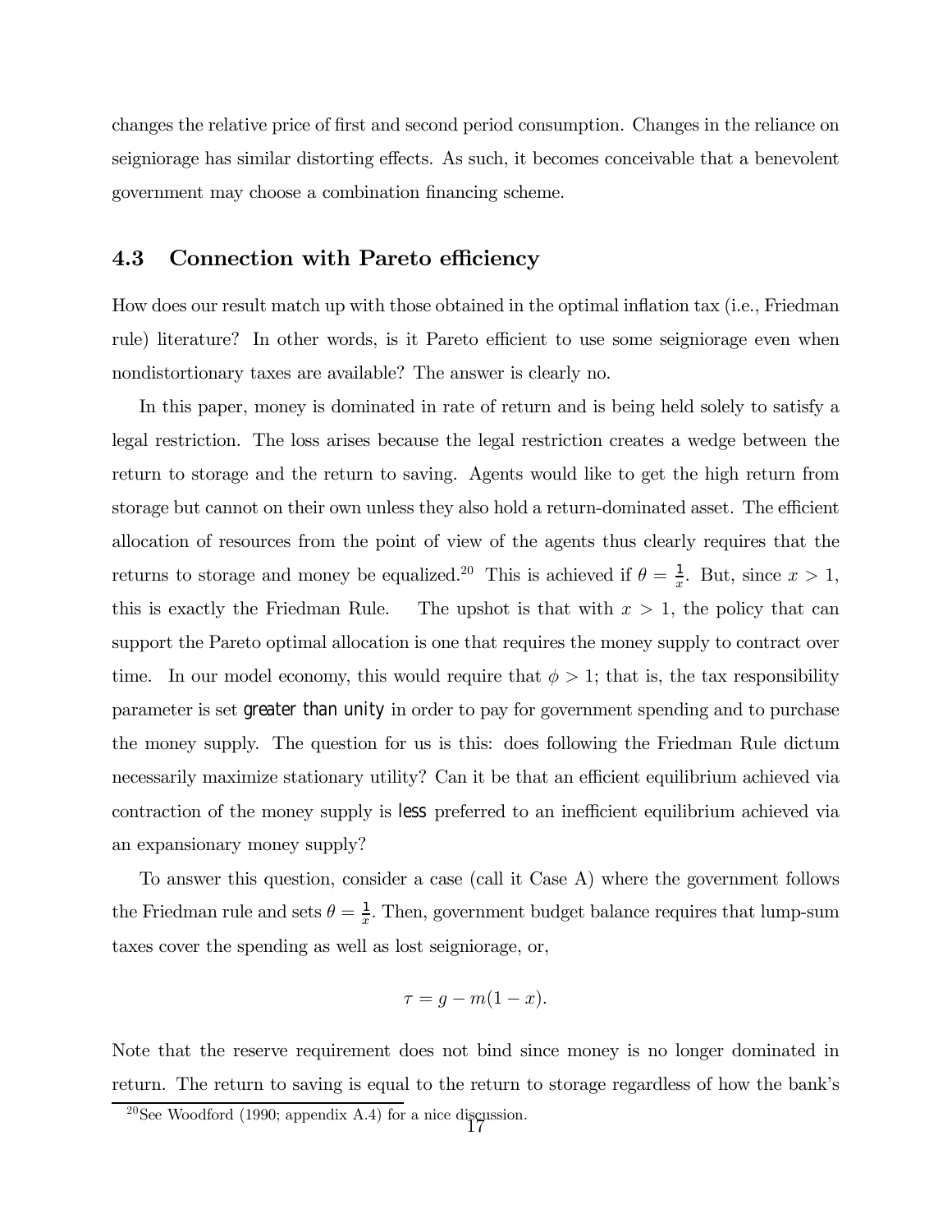changes the relative price of first and second period consumption. Changes in the reliance on seigniorage has similar distorting effects. As such, it becomes conceivable that a benevolent government may choose a combination financing scheme.

### 4.3 Connection with Pareto efficiency

How does our result match up with those obtained in the optimal inflation tax (i.e., Friedman rule) literature? In other words, is it Pareto efficient to use some seigniorage even when nondistortionary taxes are available? The answer is clearly no.

In this paper, money is dominated in rate of return and is being held solely to satisfy a legal restriction. The loss arises because the legal restriction creates a wedge between the return to storage and the return to saving. Agents would like to get the high return from storage but cannot on their own unless they also hold a return-dominated asset. The efficient allocation of resources from the point of view of the agents thus clearly requires that the returns to storage and money be equalized.[20] This is achieved if $\theta = \frac{1}{x}$. But, since $x > 1$, this is exactly the Friedman Rule. The upshot is that with $x > 1$, the policy that can support the Pareto optimal allocation is one that requires the money supply to contract over time. In our model economy, this would require that $\phi > 1$; that is, the tax responsibility parameter is set greater than unity in order to pay for government spending and to purchase the money supply. The question for us is this: does following the Friedman Rule dictum necessarily maximize stationary utility? Can it be that an efficient equilibrium achieved via contraction of the money supply is less preferred to an inefficient equilibrium achieved via an expansionary money supply?

To answer this question, consider a case (call it Case A) where the government follows the Friedman rule and sets $\theta = \frac{1}{x}$. Then, government budget balance requires that lump-sum taxes cover the spending as well as lost seigniorage, or,

$$\tau = g - m(1 - x).$$

Note that the reserve requirement does not bind since money is no longer dominated in return. The return to saving is equal to the return to storage regardless of how the bank's

[20] See Woodford (1990; appendix A.4) for a nice discussion.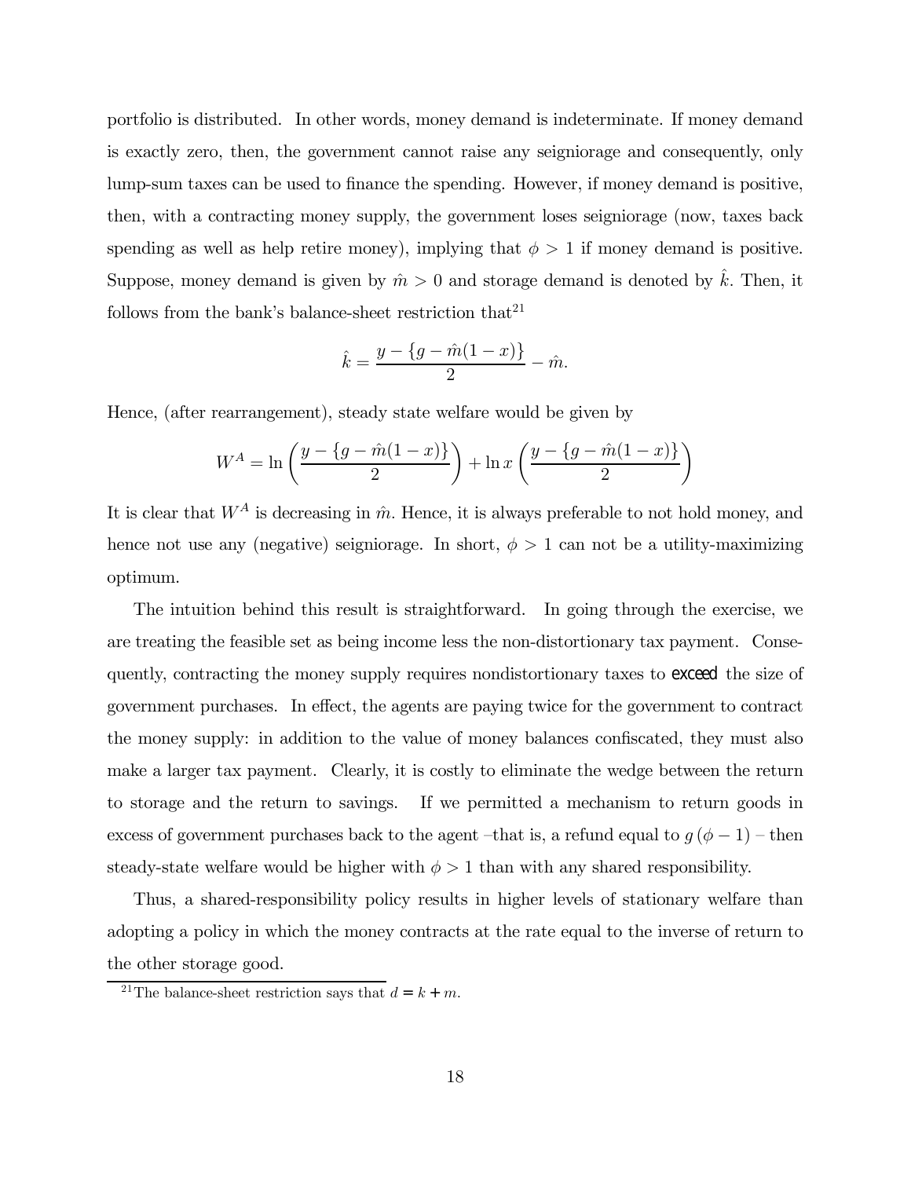portfolio is distributed. In other words, money demand is indeterminate. If money demand is exactly zero, then, the government cannot raise any seigniorage and consequently, only lump-sum taxes can be used to finance the spending. However, if money demand is positive, then, with a contracting money supply, the government loses seigniorage (now, taxes back spending as well as help retire money), implying that $\phi > 1$ if money demand is positive. Suppose, money demand is given by $\hat{m} > 0$ and storage demand is denoted by $\hat{k}$. Then, it follows from the bank's balance-sheet restriction that[21]

$$\hat{k} = \frac{y - \{g - \hat{m}(1-x)\}}{2} - \hat{m}.$$

Hence, (after rearrangement), steady state welfare would be given by

$$W^A = \ln\left(\frac{y - \{g - \hat{m}(1-x)\}}{2}\right) + \ln x \left(\frac{y - \{g - \hat{m}(1-x)\}}{2}\right)$$

It is clear that $W^A$ is decreasing in $\hat{m}$. Hence, it is always preferable to not hold money, and hence not use any (negative) seigniorage. In short, $\phi > 1$ can not be a utility-maximizing optimum.

The intuition behind this result is straightforward. In going through the exercise, we are treating the feasible set as being income less the non-distortionary tax payment. Consequently, contracting the money supply requires nondistortionary taxes to **exceed** the size of government purchases. In effect, the agents are paying twice for the government to contract the money supply: in addition to the value of money balances confiscated, they must also make a larger tax payment. Clearly, it is costly to eliminate the wedge between the return to storage and the return to savings. If we permitted a mechanism to return goods in excess of government purchases back to the agent –that is, a refund equal to $g(\phi - 1)$ – then steady-state welfare would be higher with $\phi > 1$ than with any shared responsibility.

Thus, a shared-responsibility policy results in higher levels of stationary welfare than adopting a policy in which the money contracts at the rate equal to the inverse of return to the other storage good.

[21] The balance-sheet restriction says that $d = k + m$.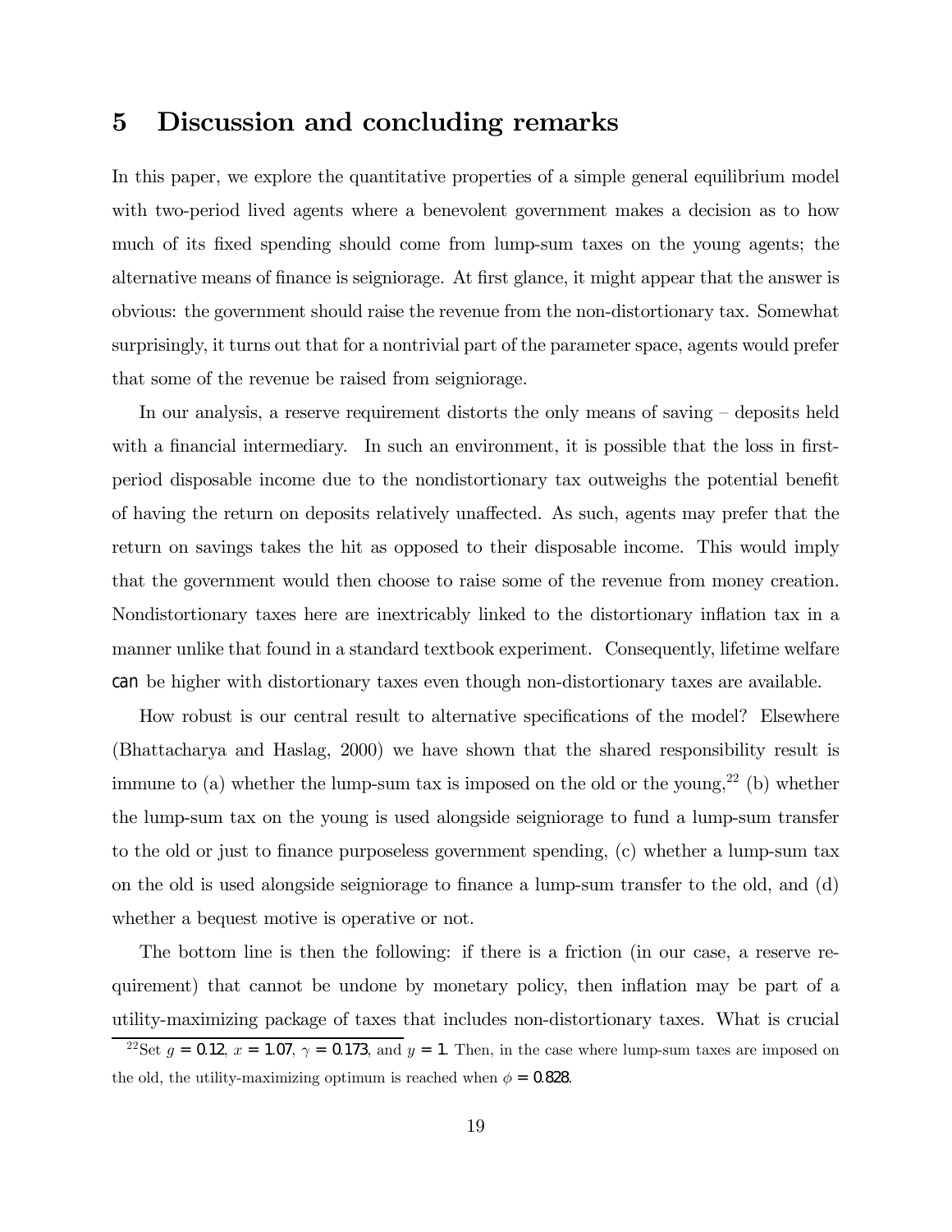# 5 Discussion and concluding remarks

In this paper, we explore the quantitative properties of a simple general equilibrium model with two-period lived agents where a benevolent government makes a decision as to how much of its fixed spending should come from lump-sum taxes on the young agents; the alternative means of finance is seigniorage. At first glance, it might appear that the answer is obvious: the government should raise the revenue from the non-distortionary tax. Somewhat surprisingly, it turns out that for a nontrivial part of the parameter space, agents would prefer that some of the revenue be raised from seigniorage.

In our analysis, a reserve requirement distorts the only means of saving – deposits held with a financial intermediary. In such an environment, it is possible that the loss in first-period disposable income due to the nondistortionary tax outweighs the potential benefit of having the return on deposits relatively unaffected. As such, agents may prefer that the return on savings takes the hit as opposed to their disposable income. This would imply that the government would then choose to raise some of the revenue from money creation. Nondistortionary taxes here are inextricably linked to the distortionary inflation tax in a manner unlike that found in a standard textbook experiment. Consequently, lifetime welfare can be higher with distortionary taxes even though non-distortionary taxes are available.

How robust is our central result to alternative specifications of the model? Elsewhere (Bhattacharya and Haslag, 2000) we have shown that the shared responsibility result is immune to (a) whether the lump-sum tax is imposed on the old or the young,[22] (b) whether the lump-sum tax on the young is used alongside seigniorage to fund a lump-sum transfer to the old or just to finance purposeless government spending, (c) whether a lump-sum tax on the old is used alongside seigniorage to finance a lump-sum transfer to the old, and (d) whether a bequest motive is operative or not.

The bottom line is then the following: if there is a friction (in our case, a reserve requirement) that cannot be undone by monetary policy, then inflation may be part of a utility-maximizing package of taxes that includes non-distortionary taxes. What is crucial

[22] Set $g = 0.12$, $x = 1.07$, $\gamma = 0.173$, and $y = 1$. Then, in the case where lump-sum taxes are imposed on the old, the utility-maximizing optimum is reached when $\phi = 0.828$.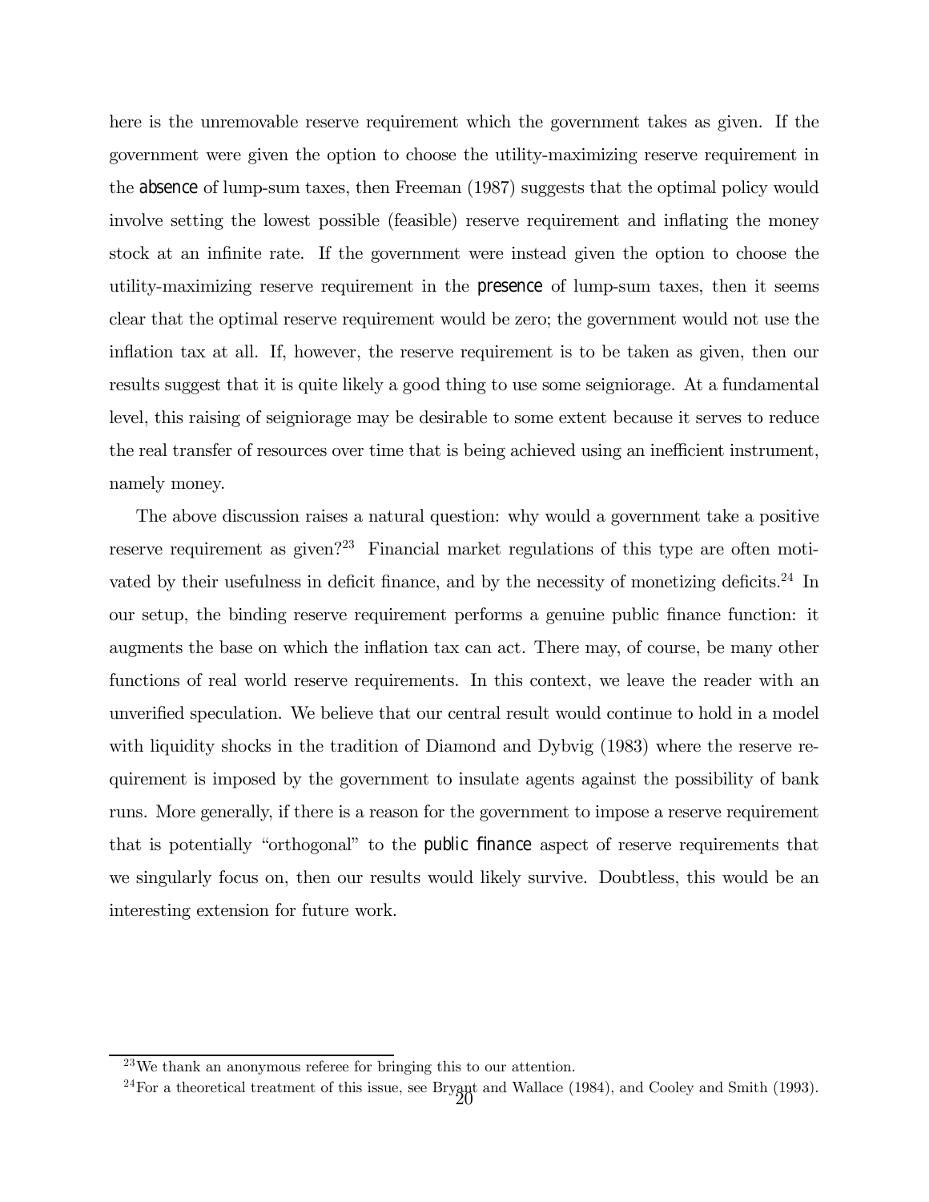here is the unremovable reserve requirement which the government takes as given. If the government were given the option to choose the utility-maximizing reserve requirement in the *absence* of lump-sum taxes, then Freeman (1987) suggests that the optimal policy would involve setting the lowest possible (feasible) reserve requirement and inflating the money stock at an infinite rate. If the government were instead given the option to choose the utility-maximizing reserve requirement in the *presence* of lump-sum taxes, then it seems clear that the optimal reserve requirement would be zero; the government would not use the inflation tax at all. If, however, the reserve requirement is to be taken as given, then our results suggest that it is quite likely a good thing to use some seigniorage. At a fundamental level, this raising of seigniorage may be desirable to some extent because it serves to reduce the real transfer of resources over time that is being achieved using an inefficient instrument, namely money.

The above discussion raises a natural question: why would a government take a positive reserve requirement as given?[23] Financial market regulations of this type are often motivated by their usefulness in deficit finance, and by the necessity of monetizing deficits.[24] In our setup, the binding reserve requirement performs a genuine public finance function: it augments the base on which the inflation tax can act. There may, of course, be many other functions of real world reserve requirements. In this context, we leave the reader with an unverified speculation. We believe that our central result would continue to hold in a model with liquidity shocks in the tradition of Diamond and Dybvig (1983) where the reserve requirement is imposed by the government to insulate agents against the possibility of bank runs. More generally, if there is a reason for the government to impose a reserve requirement that is potentially "orthogonal" to the *public finance* aspect of reserve requirements that we singularly focus on, then our results would likely survive. Doubtless, this would be an interesting extension for future work.

---

[23] We thank an anonymous referee for bringing this to our attention.

[24] For a theoretical treatment of this issue, see Bryant and Wallace (1984), and Cooley and Smith (1993).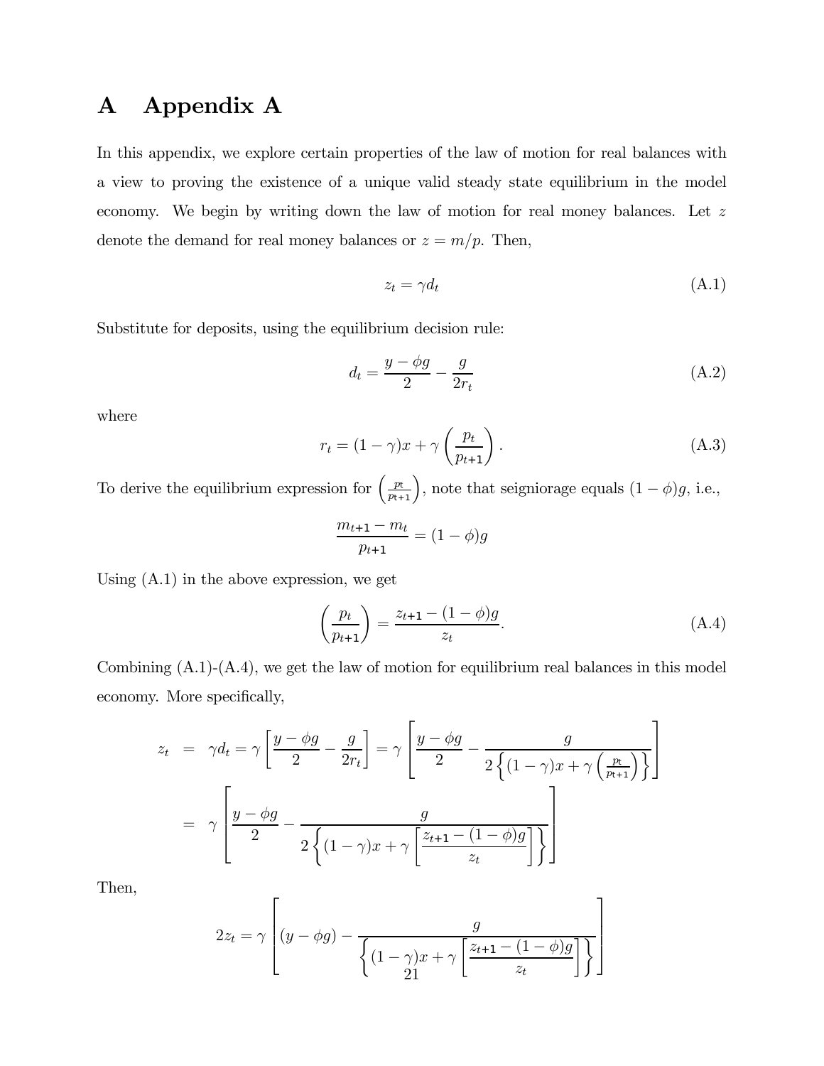# A Appendix A

In this appendix, we explore certain properties of the law of motion for real balances with a view to proving the existence of a unique valid steady state equilibrium in the model economy. We begin by writing down the law of motion for real money balances. Let $z$ denote the demand for real money balances or $z = m/p$. Then,

$$z_t = \gamma d_t \tag{A.1}$$

Substitute for deposits, using the equilibrium decision rule:

$$d_t = \frac{y - \phi g}{2} - \frac{g}{2r_t} \tag{A.2}$$

where

$$r_t = (1-\gamma)x + \gamma\left(\frac{p_t}{p_{t+1}}\right). \tag{A.3}$$

To derive the equilibrium expression for $\left(\frac{p_t}{p_{t+1}}\right)$, note that seigniorage equals $(1-\phi)g$, i.e.,

$$\frac{m_{t+1} - m_t}{p_{t+1}} = (1-\phi)g$$

Using (A.1) in the above expression, we get

$$\left(\frac{p_t}{p_{t+1}}\right) = \frac{z_{t+1} - (1-\phi)g}{z_t}. \tag{A.4}$$

Combining (A.1)-(A.4), we get the law of motion for equilibrium real balances in this model economy. More specifically,

$$\begin{aligned} z_t &= \gamma d_t = \gamma\left[\frac{y-\phi g}{2} - \frac{g}{2r_t}\right] = \gamma\left[\frac{y-\phi g}{2} - \frac{g}{2\left\{(1-\gamma)x + \gamma\left(\frac{p_t}{p_{t+1}}\right)\right\}}\right] \\ &= \gamma\left[\frac{y-\phi g}{2} - \frac{g}{2\left\{(1-\gamma)x + \gamma\left[\frac{z_{t+1}-(1-\phi)g}{z_t}\right]\right\}}\right] \end{aligned}$$

Then,

$$2z_t = \gamma\left[(y-\phi g) - \frac{g}{\left\{(1-\gamma)x + \gamma\left[\frac{z_{t+1}-(1-\phi)g}{z_t}\right]\right\}}\right]$$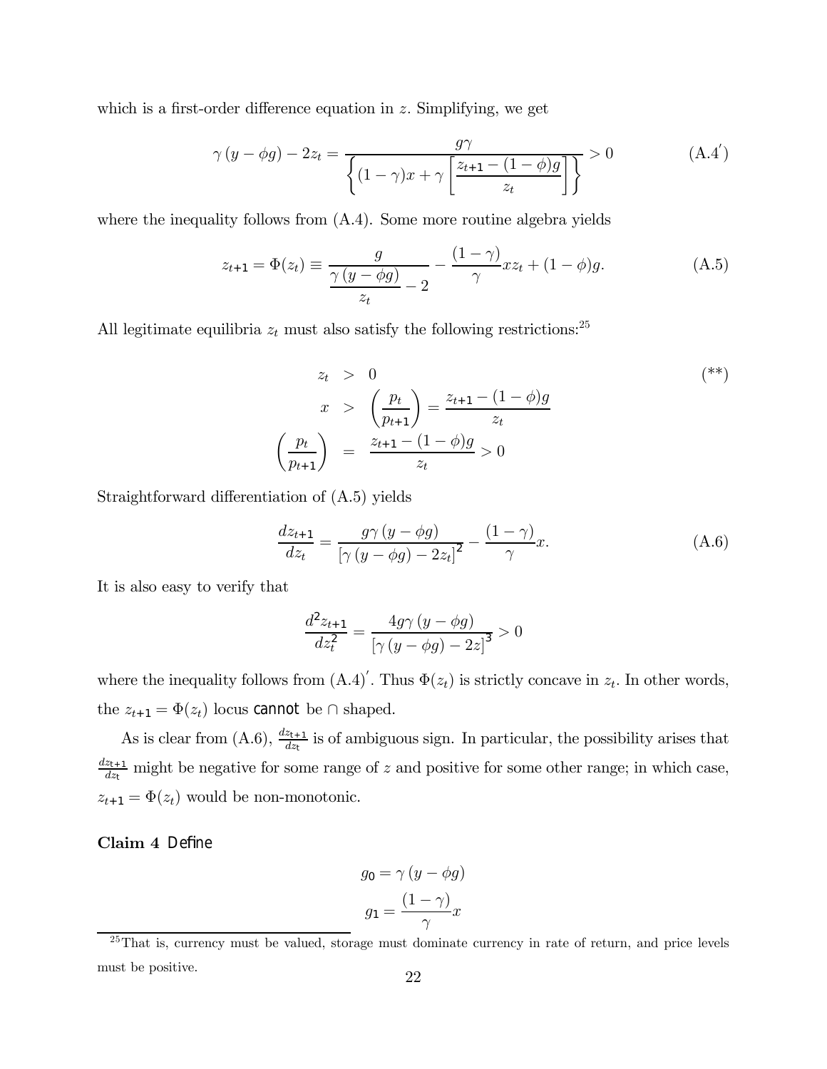which is a first-order difference equation in $z$. Simplifying, we get

$$\gamma(y - \phi g) - 2z_t = \frac{g\gamma}{\left\{(1-\gamma)x + \gamma\left[\dfrac{z_{t+1} - (1-\phi)g}{z_t}\right]\right\}} > 0 \tag{A.4$'$}$$

where the inequality follows from (A.4). Some more routine algebra yields

$$z_{t+1} = \Phi(z_t) \equiv \frac{g}{\dfrac{\gamma(y - \phi g)}{z_t} - 2} - \frac{(1-\gamma)}{\gamma} x z_t + (1-\phi)g. \tag{A.5}$$

All legitimate equilibria $z_t$ must also satisfy the following restrictions:[25]

$$\begin{aligned} z_t &> 0 \\ x &> \left(\frac{p_t}{p_{t+1}}\right) = \frac{z_{t+1} - (1-\phi)g}{z_t} \\ \left(\frac{p_t}{p_{t+1}}\right) &= \frac{z_{t+1} - (1-\phi)g}{z_t} > 0 \end{aligned} \tag{**}$$

Straightforward differentiation of (A.5) yields

$$\frac{dz_{t+1}}{dz_t} = \frac{g\gamma(y - \phi g)}{[\gamma(y - \phi g) - 2z_t]^2} - \frac{(1-\gamma)}{\gamma} x. \tag{A.6}$$

It is also easy to verify that

$$\frac{d^2 z_{t+1}}{dz_t^2} = \frac{4g\gamma(y - \phi g)}{[\gamma(y - \phi g) - 2z]^3} > 0$$

where the inequality follows from $(A.4)'$. Thus $\Phi(z_t)$ is strictly concave in $z_t$. In other words, the $z_{t+1} = \Phi(z_t)$ locus **cannot** be $\cap$ shaped.

As is clear from (A.6), $\frac{dz_{t+1}}{dz_t}$ is of ambiguous sign. In particular, the possibility arises that $\frac{dz_{t+1}}{dz_t}$ might be negative for some range of $z$ and positive for some other range; in which case, $z_{t+1} = \Phi(z_t)$ would be non-monotonic.

**Claim 4** *Define*

$$g_0 = \gamma(y - \phi g)$$
$$g_1 = \frac{(1-\gamma)}{\gamma} x$$

[25] That is, currency must be valued, storage must dominate currency in rate of return, and price levels must be positive.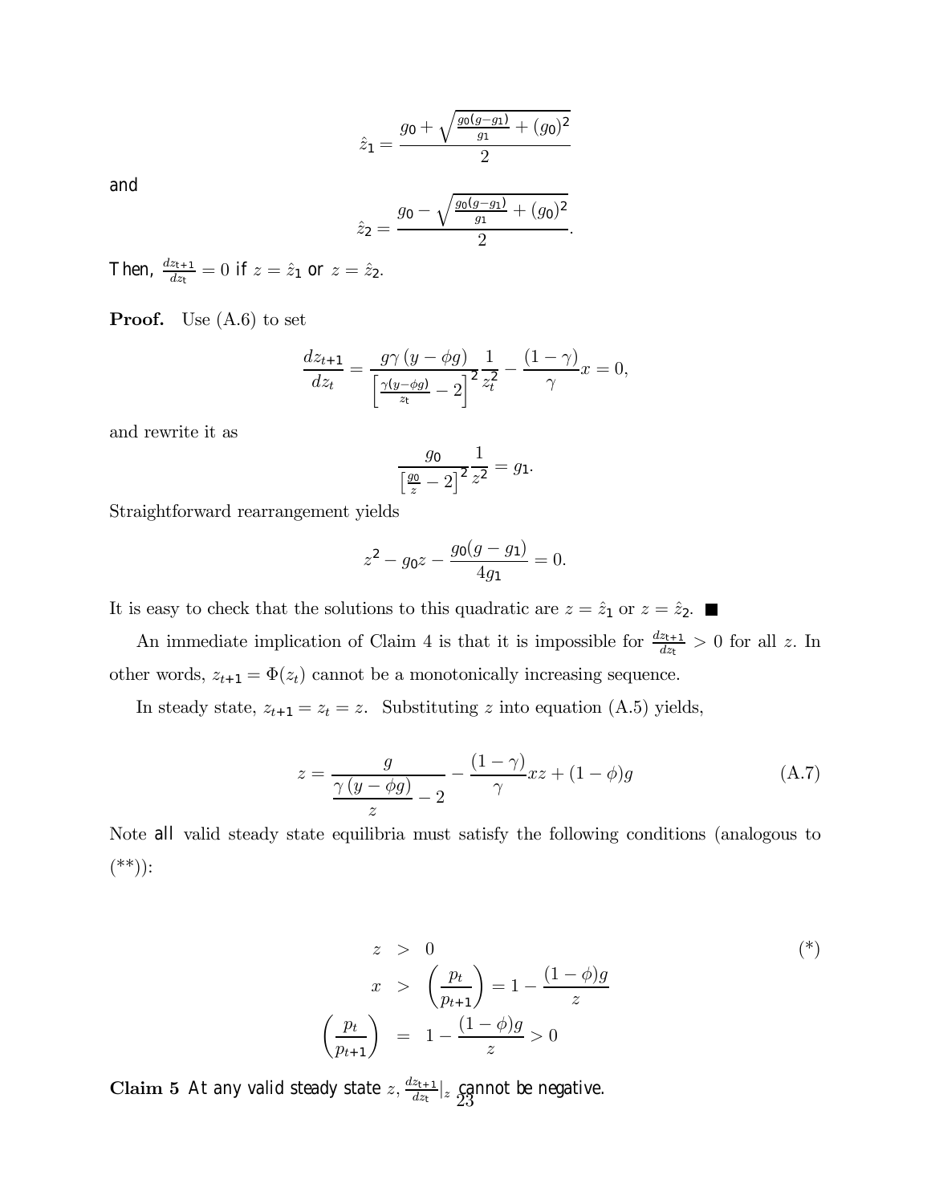$$\hat{z}_1 = \frac{g_0 + \sqrt{\frac{g_0(g-g_1)}{g_1} + (g_0)^2}}{2}$$

and

$$\hat{z}_2 = \frac{g_0 - \sqrt{\frac{g_0(g-g_1)}{g_1} + (g_0)^2}}{2}.$$

*Then, $\frac{dz_{t+1}}{dz_t} = 0$ if $z = \hat{z}_1$ or $z = \hat{z}_2$.*

**Proof.** Use (A.6) to set

$$\frac{dz_{t+1}}{dz_t} = \frac{g\gamma\left(y - \phi g\right)}{\left[\frac{\gamma(y-\phi g)}{z_t} - 2\right]^2}\frac{1}{z_t^2} - \frac{(1-\gamma)}{\gamma}x = 0,$$

and rewrite it as

$$\frac{g_0}{\left[\frac{g_0}{z} - 2\right]^2}\frac{1}{z^2} = g_1.$$

Straightforward rearrangement yields

$$z^2 - g_0 z - \frac{g_0(g-g_1)}{4g_1} = 0.$$

It is easy to check that the solutions to this quadratic are $z = \hat{z}_1$ or $z = \hat{z}_2$. ■

An immediate implication of Claim 4 is that it is impossible for $\frac{dz_{t+1}}{dz_t} > 0$ for all $z$. In other words, $z_{t+1} = \Phi(z_t)$ cannot be a monotonically increasing sequence.

In steady state, $z_{t+1} = z_t = z$. Substituting $z$ into equation (A.5) yields,

$$z = \frac{g}{\dfrac{\gamma\left(y - \phi g\right)}{z} - 2} - \frac{(1-\gamma)}{\gamma}xz + (1-\phi)g \tag{A.7}$$

Note *all* valid steady state equilibria must satisfy the following conditions (analogous to (\*\*)):

$$\begin{aligned} z &> 0 \\ x &> \left(\frac{p_t}{p_{t+1}}\right) = 1 - \frac{(1-\phi)g}{z} \\ \left(\frac{p_t}{p_{t+1}}\right) &= 1 - \frac{(1-\phi)g}{z} > 0 \end{aligned} \tag{*}$$

**Claim 5** *At any valid steady state $z$, $\frac{dz_{t+1}}{dz_t}|_z$ cannot be negative.*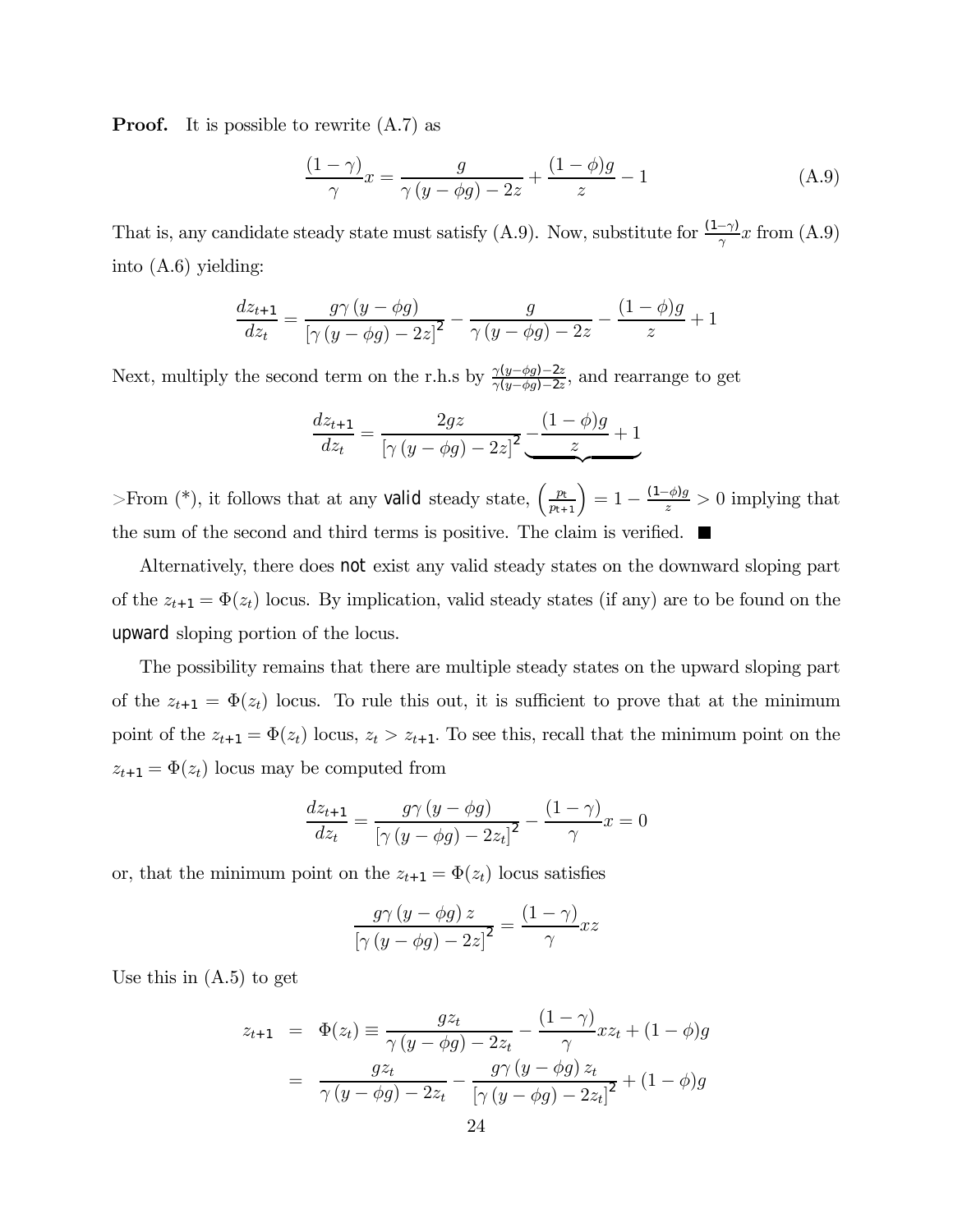**Proof.** It is possible to rewrite (A.7) as

$$\frac{(1-\gamma)}{\gamma}x = \frac{g}{\gamma(y-\phi g)-2z} + \frac{(1-\phi)g}{z} - 1 \tag{A.9}$$

That is, any candidate steady state must satisfy (A.9). Now, substitute for $\frac{(1-\gamma)}{\gamma}x$ from (A.9) into (A.6) yielding:

$$\frac{dz_{t+1}}{dz_t} = \frac{g\gamma(y-\phi g)}{[\gamma(y-\phi g)-2z]^2} - \frac{g}{\gamma(y-\phi g)-2z} - \frac{(1-\phi)g}{z} + 1$$

Next, multiply the second term on the r.h.s by $\frac{\gamma(y-\phi g)-2z}{\gamma(y-\phi g)-2z}$, and rearrange to get

$$\frac{dz_{t+1}}{dz_t} = \frac{2gz}{[\gamma(y-\phi g)-2z]^2} \underbrace{-\frac{(1-\phi)g}{z}+1}$$

>From (*), it follows that at any valid steady state, $\left(\frac{p_t}{p_{t+1}}\right) = 1 - \frac{(1-\phi)g}{z} > 0$ implying that the sum of the second and third terms is positive. The claim is verified. ■

Alternatively, there does not exist any valid steady states on the downward sloping part of the $z_{t+1} = \Phi(z_t)$ locus. By implication, valid steady states (if any) are to be found on the upward sloping portion of the locus.

The possibility remains that there are multiple steady states on the upward sloping part of the $z_{t+1} = \Phi(z_t)$ locus. To rule this out, it is sufficient to prove that at the minimum point of the $z_{t+1} = \Phi(z_t)$ locus, $z_t > z_{t+1}$. To see this, recall that the minimum point on the $z_{t+1} = \Phi(z_t)$ locus may be computed from

$$\frac{dz_{t+1}}{dz_t} = \frac{g\gamma(y-\phi g)}{[\gamma(y-\phi g)-2z_t]^2} - \frac{(1-\gamma)}{\gamma}x = 0$$

or, that the minimum point on the $z_{t+1} = \Phi(z_t)$ locus satisfies

$$\frac{g\gamma(y-\phi g)z}{[\gamma(y-\phi g)-2z]^2} = \frac{(1-\gamma)}{\gamma}xz$$

Use this in (A.5) to get

$$\begin{aligned} z_{t+1} &= \Phi(z_t) \equiv \frac{gz_t}{\gamma(y-\phi g)-2z_t} - \frac{(1-\gamma)}{\gamma}xz_t + (1-\phi)g \\ &= \frac{gz_t}{\gamma(y-\phi g)-2z_t} - \frac{g\gamma(y-\phi g)z_t}{[\gamma(y-\phi g)-2z_t]^2} + (1-\phi)g \end{aligned}$$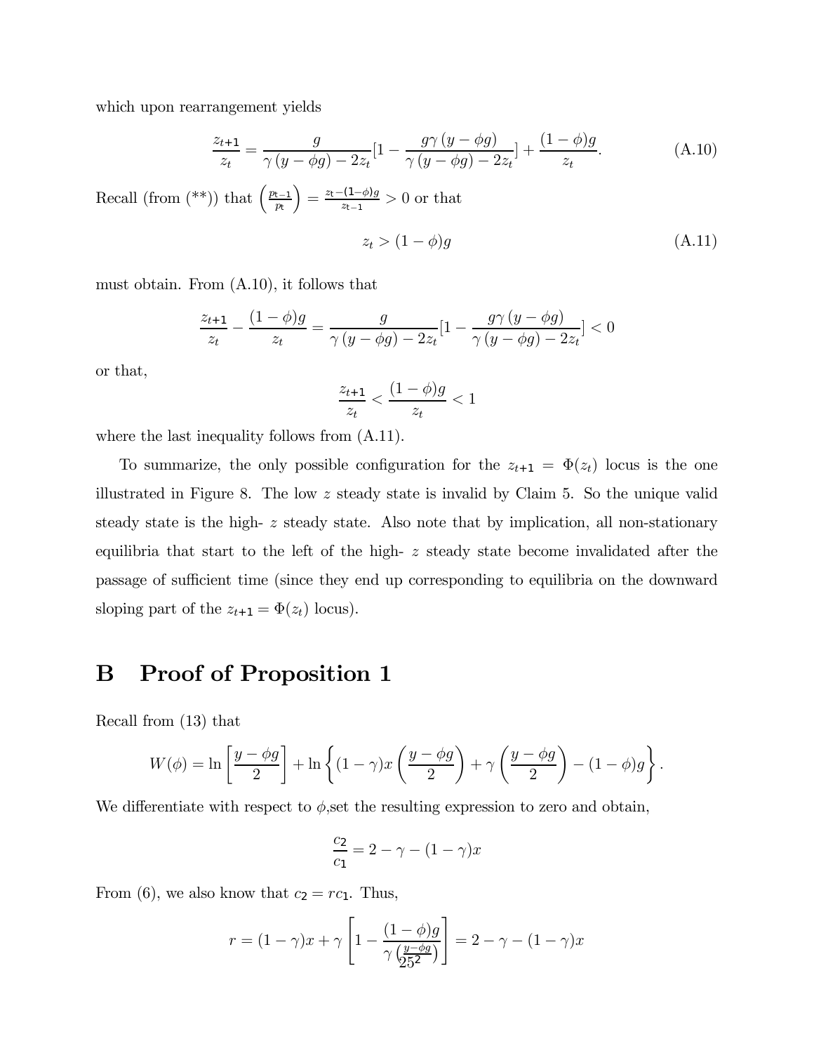which upon rearrangement yields

$$\frac{z_{t+1}}{z_t} = \frac{g}{\gamma\left(y-\phi g\right)-2z_t}[1-\frac{g\gamma\left(y-\phi g\right)}{\gamma\left(y-\phi g\right)-2z_t}]+\frac{(1-\phi)g}{z_t}. \tag{A.10}$$

Recall (from (**)) that $\left(\frac{p_{t-1}}{p_t}\right) = \frac{z_t-(1-\phi)g}{z_{t-1}} > 0$ or that

$$z_t > (1-\phi)g \tag{A.11}$$

must obtain. From (A.10), it follows that

$$\frac{z_{t+1}}{z_t} - \frac{(1-\phi)g}{z_t} = \frac{g}{\gamma\left(y-\phi g\right)-2z_t}[1-\frac{g\gamma\left(y-\phi g\right)}{\gamma\left(y-\phi g\right)-2z_t}] < 0$$

or that,

$$\frac{z_{t+1}}{z_t} < \frac{(1-\phi)g}{z_t} < 1$$

where the last inequality follows from (A.11).

To summarize, the only possible configuration for the $z_{t+1} = \Phi(z_t)$ locus is the one illustrated in Figure 8. The low $z$ steady state is invalid by Claim 5. So the unique valid steady state is the high- $z$ steady state. Also note that by implication, all non-stationary equilibria that start to the left of the high- $z$ steady state become invalidated after the passage of sufficient time (since they end up corresponding to equilibria on the downward sloping part of the $z_{t+1} = \Phi(z_t)$ locus).

# B Proof of Proposition 1

Recall from (13) that

$$W(\phi) = \ln\left[\frac{y-\phi g}{2}\right] + \ln\left\{(1-\gamma)x\left(\frac{y-\phi g}{2}\right)+\gamma\left(\frac{y-\phi g}{2}\right)-(1-\phi)g\right\}.$$

We differentiate with respect to $\phi$,set the resulting expression to zero and obtain,

$$\frac{c_2}{c_1} = 2-\gamma-(1-\gamma)x$$

From (6), we also know that $c_2 = rc_1$. Thus,

$$r = (1-\gamma)x + \gamma\left[1-\frac{(1-\phi)g}{\gamma\left(\frac{y-\phi g}{2}\right)}\right] = 2-\gamma-(1-\gamma)x$$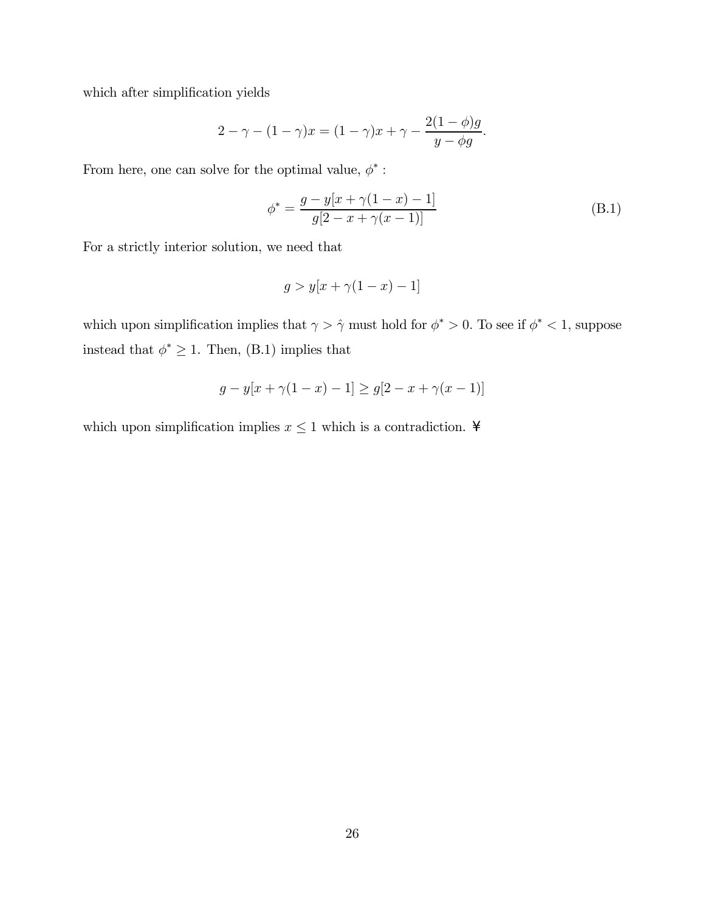which after simplification yields

$$2 - \gamma - (1-\gamma)x = (1-\gamma)x + \gamma - \frac{2(1-\phi)g}{y - \phi g}.$$

From here, one can solve for the optimal value, $\phi^*$ :

$$\phi^* = \frac{g - y[x + \gamma(1-x) - 1]}{g[2 - x + \gamma(x-1)]} \tag{B.1}$$

For a strictly interior solution, we need that

$$g > y[x + \gamma(1-x) - 1]$$

which upon simplification implies that $\gamma > \hat{\gamma}$ must hold for $\phi^* > 0$. To see if $\phi^* < 1$, suppose instead that $\phi^* \geq 1$. Then, (B.1) implies that

$$g - y[x + \gamma(1-x) - 1] \geq g[2 - x + \gamma(x-1)]$$

which upon simplification implies $x \leq 1$ which is a contradiction. ¥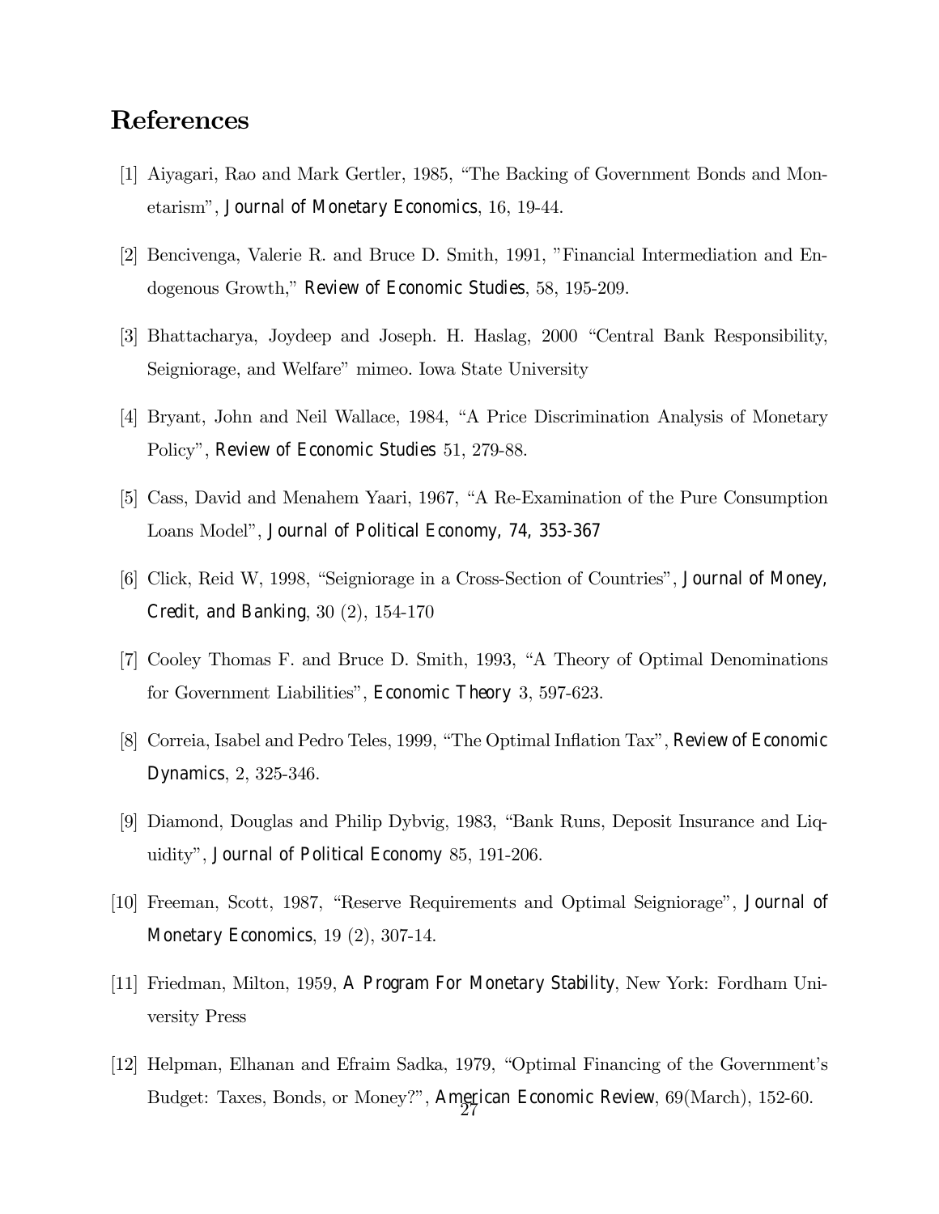# References

[1] Aiyagari, Rao and Mark Gertler, 1985, "The Backing of Government Bonds and Monetarism", *Journal of Monetary Economics*, 16, 19-44.

[2] Bencivenga, Valerie R. and Bruce D. Smith, 1991, "Financial Intermediation and Endogenous Growth," *Review of Economic Studies*, 58, 195-209.

[3] Bhattacharya, Joydeep and Joseph. H. Haslag, 2000 "Central Bank Responsibility, Seigniorage, and Welfare" mimeo. Iowa State University

[4] Bryant, John and Neil Wallace, 1984, "A Price Discrimination Analysis of Monetary Policy", *Review of Economic Studies* 51, 279-88.

[5] Cass, David and Menahem Yaari, 1967, "A Re-Examination of the Pure Consumption Loans Model", *Journal of Political Economy, 74, 353-367*

[6] Click, Reid W, 1998, "Seigniorage in a Cross-Section of Countries", *Journal of Money, Credit, and Banking*, 30 (2), 154-170

[7] Cooley Thomas F. and Bruce D. Smith, 1993, "A Theory of Optimal Denominations for Government Liabilities", *Economic Theory* 3, 597-623.

[8] Correia, Isabel and Pedro Teles, 1999, "The Optimal Inflation Tax", *Review of Economic Dynamics*, 2, 325-346.

[9] Diamond, Douglas and Philip Dybvig, 1983, "Bank Runs, Deposit Insurance and Liquidity", *Journal of Political Economy* 85, 191-206.

[10] Freeman, Scott, 1987, "Reserve Requirements and Optimal Seigniorage", *Journal of Monetary Economics*, 19 (2), 307-14.

[11] Friedman, Milton, 1959, *A Program For Monetary Stability*, New York: Fordham University Press

[12] Helpman, Elhanan and Efraim Sadka, 1979, "Optimal Financing of the Government's Budget: Taxes, Bonds, or Money?", *American Economic Review*, 69(March), 152-60.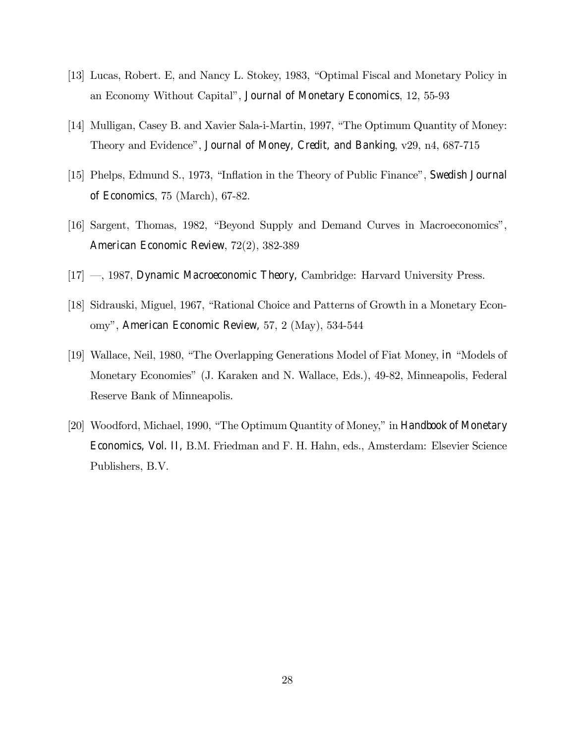[13] Lucas, Robert. E, and Nancy L. Stokey, 1983, "Optimal Fiscal and Monetary Policy in an Economy Without Capital", *Journal of Monetary Economics*, 12, 55-93

[14] Mulligan, Casey B. and Xavier Sala-i-Martin, 1997, "The Optimum Quantity of Money: Theory and Evidence", *Journal of Money, Credit, and Banking*, v29, n4, 687-715

[15] Phelps, Edmund S., 1973, "Inflation in the Theory of Public Finance", *Swedish Journal of Economics*, 75 (March), 67-82.

[16] Sargent, Thomas, 1982, "Beyond Supply and Demand Curves in Macroeconomics", *American Economic Review*, 72(2), 382-389

[17] —, 1987, *Dynamic Macroeconomic Theory*, Cambridge: Harvard University Press.

[18] Sidrauski, Miguel, 1967, "Rational Choice and Patterns of Growth in a Monetary Economy", *American Economic Review*, 57, 2 (May), 534-544

[19] Wallace, Neil, 1980, "The Overlapping Generations Model of Fiat Money, *in* "Models of Monetary Economies" (J. Karaken and N. Wallace, Eds.), 49-82, Minneapolis, Federal Reserve Bank of Minneapolis.

[20] Woodford, Michael, 1990, "The Optimum Quantity of Money," in *Handbook of Monetary Economics, Vol. II*, B.M. Friedman and F. H. Hahn, eds., Amsterdam: Elsevier Science Publishers, B.V.